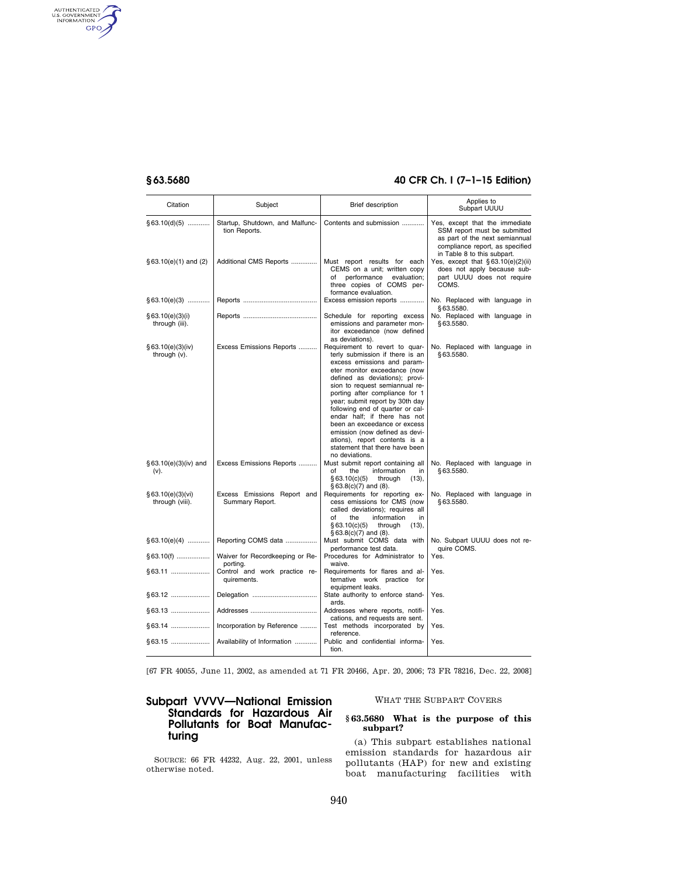| Citation | Subject | Brief description | Applies to Subpart UUUU |
| --- | --- | --- | --- |
| §63.10(d)(5) | Startup, Shutdown, and Malfunction Reports. | Contents and submission | Yes, except that the immediate SSM report must be submitted as part of the next semiannual compliance report, as specified in Table 8 to this subpart. |
| §63.10(e)(1) and (2) | Additional CMS Reports | Must report results for each CEMS on a unit; written copy of performance evaluation; three copies of COMS performance evaluation. | Yes, except that §63.10(e)(2)(ii) does not apply because subpart UUUU does not require COMS. |
| §63.10(e)(3) | Reports | Excess emission reports | No. Replaced with language in §63.5580. |
| §63.10(e)(3)(i) through (iii). | Reports | Schedule for reporting excess emissions and parameter monitor exceedance (now defined as deviations). | No. Replaced with language in §63.5580. |
| §63.10(e)(3)(iv) through (v). | Excess Emissions Reports | Requirement to revert to quarterly submission if there is an excess emissions and parameter monitor exceedance (now defined as deviations); provision to request semiannual reporting after compliance for 1 year; submit report by 30th day following end of quarter or calendar half; if there has not been an exceedance or excess emission (now defined as deviations), report contents is a statement that there have been no deviations. | No. Replaced with language in §63.5580. |
| §63.10(e)(3)(iv) and (v). | Excess Emissions Reports | Must submit report containing all of the information in §63.10(c)(5) through (13), §63.8(c)(7) and (8). | No. Replaced with language in §63.5580. |
| §63.10(e)(3)(vi) through (viii). | Excess Emissions Report and Summary Report. | Requirements for reporting excess emissions for CMS (now called deviations); requires all of the information in §63.10(c)(5) through (13), §63.8(c)(7) and (8). | No. Replaced with language in §63.5580. |
| §63.10(e)(4) | Reporting COMS data | Must submit COMS data with performance test data. | No. Subpart UUUU does not require COMS. |
| §63.10(f) | Waiver for Recordkeeping or Reporting. | Procedures for Administrator to waive. | Yes. |
| §63.11 | Control and work practice requirements. | Requirements for flares and alternative work practice for equipment leaks. | Yes. |
| §63.12 | Delegation | State authority to enforce standards. | Yes. |
| §63.13 | Addresses | Addresses where reports, notifications, and requests are sent. | Yes. |
| §63.14 | Incorporation by Reference | Test methods incorporated by reference. | Yes. |
| §63.15 | Availability of Information | Public and confidential information. | Yes. |

[67 FR 40055, June 11, 2002, as amended at 71 FR 20466, Apr. 20, 2006; 73 FR 78216, Dec. 22, 2008]

## Subpart VVVV—National Emission Standards for Hazardous Air Pollutants for Boat Manufacturing

SOURCE: 66 FR 44232, Aug. 22, 2001, unless otherwise noted.

WHAT THE SUBPART COVERS

### §63.5680 What is the purpose of this subpart?

(a) This subpart establishes national emission standards for hazardous air pollutants (HAP) for new and existing boat manufacturing facilities with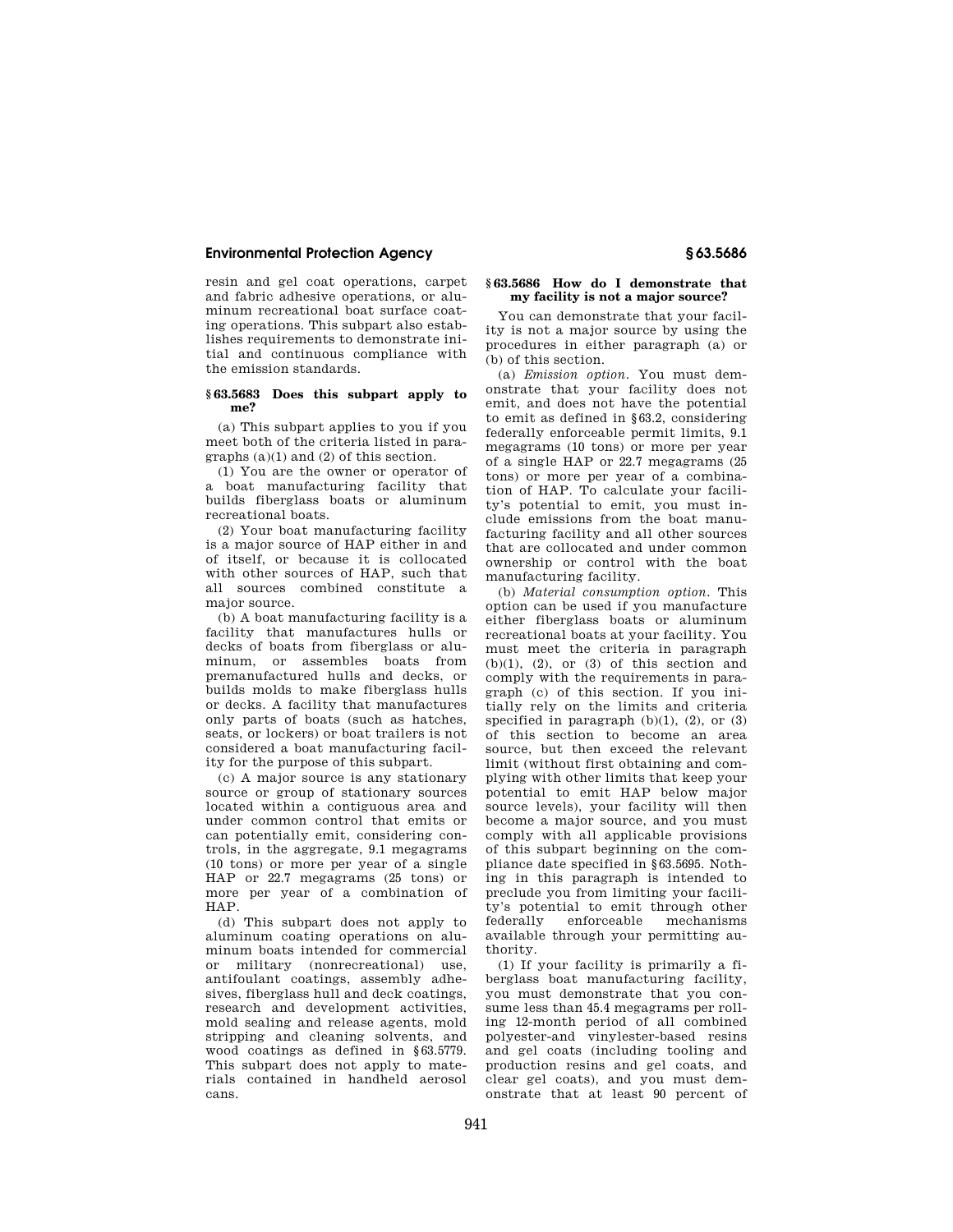resin and gel coat operations, carpet and fabric adhesive operations, or aluminum recreational boat surface coating operations. This subpart also establishes requirements to demonstrate initial and continuous compliance with the emission standards.

### § 63.5683 Does this subpart apply to me?

(a) This subpart applies to you if you meet both of the criteria listed in paragraphs (a)(1) and (2) of this section.

(1) You are the owner or operator of a boat manufacturing facility that builds fiberglass boats or aluminum recreational boats.

(2) Your boat manufacturing facility is a major source of HAP either in and of itself, or because it is collocated with other sources of HAP, such that all sources combined constitute a major source.

(b) A boat manufacturing facility is a facility that manufactures hulls or decks of boats from fiberglass or aluminum, or assembles boats from premanufactured hulls and decks, or builds molds to make fiberglass hulls or decks. A facility that manufactures only parts of boats (such as hatches, seats, or lockers) or boat trailers is not considered a boat manufacturing facility for the purpose of this subpart.

(c) A major source is any stationary source or group of stationary sources located within a contiguous area and under common control that emits or can potentially emit, considering controls, in the aggregate, 9.1 megagrams (10 tons) or more per year of a single HAP or 22.7 megagrams (25 tons) or more per year of a combination of HAP.

(d) This subpart does not apply to aluminum coating operations on aluminum boats intended for commercial or military (nonrecreational) use, antifoulant coatings, assembly adhesives, fiberglass hull and deck coatings, research and development activities, mold sealing and release agents, mold stripping and cleaning solvents, and wood coatings as defined in §63.5779. This subpart does not apply to materials contained in handheld aerosol cans.

### § 63.5686 How do I demonstrate that my facility is not a major source?

You can demonstrate that your facility is not a major source by using the procedures in either paragraph (a) or (b) of this section.

(a) *Emission option.* You must demonstrate that your facility does not emit, and does not have the potential to emit as defined in §63.2, considering federally enforceable permit limits, 9.1 megagrams (10 tons) or more per year of a single HAP or 22.7 megagrams (25 tons) or more per year of a combination of HAP. To calculate your facility's potential to emit, you must include emissions from the boat manufacturing facility and all other sources that are collocated and under common ownership or control with the boat manufacturing facility.

(b) *Material consumption option.* This option can be used if you manufacture either fiberglass boats or aluminum recreational boats at your facility. You must meet the criteria in paragraph (b)(1), (2), or (3) of this section and comply with the requirements in paragraph (c) of this section. If you initially rely on the limits and criteria specified in paragraph (b)(1), (2), or (3) of this section to become an area source, but then exceed the relevant limit (without first obtaining and complying with other limits that keep your potential to emit HAP below major source levels), your facility will then become a major source, and you must comply with all applicable provisions of this subpart beginning on the compliance date specified in §63.5695. Nothing in this paragraph is intended to preclude you from limiting your facility's potential to emit through other federally enforceable mechanisms available through your permitting authority.

(1) If your facility is primarily a fiberglass boat manufacturing facility, you must demonstrate that you consume less than 45.4 megagrams per rolling 12-month period of all combined polyester-and vinylester-based resins and gel coats (including tooling and production resins and gel coats, and clear gel coats), and you must demonstrate that at least 90 percent of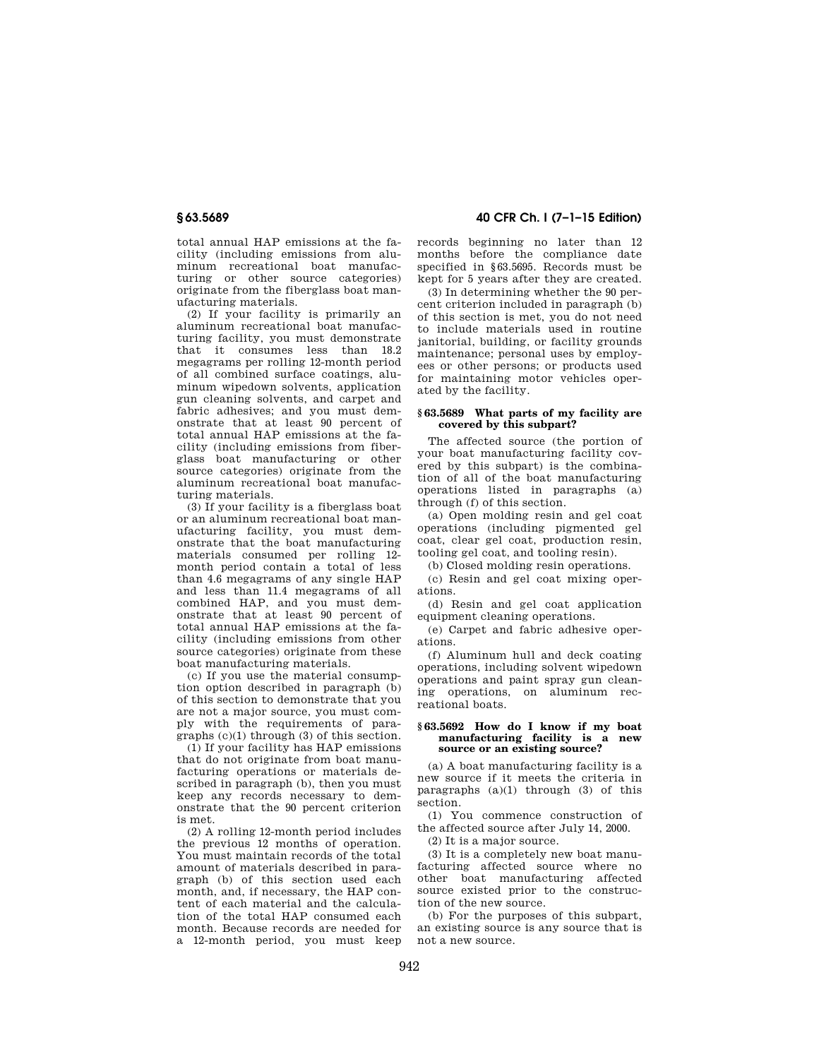total annual HAP emissions at the facility (including emissions from aluminum recreational boat manufacturing or other source categories) originate from the fiberglass boat manufacturing materials.

(2) If your facility is primarily an aluminum recreational boat manufacturing facility, you must demonstrate that it consumes less than 18.2 megagrams per rolling 12-month period of all combined surface coatings, aluminum wipedown solvents, application gun cleaning solvents, and carpet and fabric adhesives; and you must demonstrate that at least 90 percent of total annual HAP emissions at the facility (including emissions from fiberglass boat manufacturing or other source categories) originate from the aluminum recreational boat manufacturing materials.

(3) If your facility is a fiberglass boat or an aluminum recreational boat manufacturing facility, you must demonstrate that the boat manufacturing materials consumed per rolling 12-month period contain a total of less than 4.6 megagrams of any single HAP and less than 11.4 megagrams of all combined HAP, and you must demonstrate that at least 90 percent of total annual HAP emissions at the facility (including emissions from other source categories) originate from these boat manufacturing materials.

(c) If you use the material consumption option described in paragraph (b) of this section to demonstrate that you are not a major source, you must comply with the requirements of paragraphs (c)(1) through (3) of this section.

(1) If your facility has HAP emissions that do not originate from boat manufacturing operations or materials described in paragraph (b), then you must keep any records necessary to demonstrate that the 90 percent criterion is met.

(2) A rolling 12-month period includes the previous 12 months of operation. You must maintain records of the total amount of materials described in paragraph (b) of this section used each month, and, if necessary, the HAP content of each material and the calculation of the total HAP consumed each month. Because records are needed for a 12-month period, you must keep records beginning no later than 12 months before the compliance date specified in §63.5695. Records must be kept for 5 years after they are created.

(3) In determining whether the 90 percent criterion included in paragraph (b) of this section is met, you do not need to include materials used in routine janitorial, building, or facility grounds maintenance; personal uses by employees or other persons; or products used for maintaining motor vehicles operated by the facility.

### § 63.5689 What parts of my facility are covered by this subpart?

The affected source (the portion of your boat manufacturing facility covered by this subpart) is the combination of all of the boat manufacturing operations listed in paragraphs (a) through (f) of this section.

(a) Open molding resin and gel coat operations (including pigmented gel coat, clear gel coat, production resin, tooling gel coat, and tooling resin).

(b) Closed molding resin operations.

(c) Resin and gel coat mixing operations.

(d) Resin and gel coat application equipment cleaning operations.

(e) Carpet and fabric adhesive operations.

(f) Aluminum hull and deck coating operations, including solvent wipedown operations and paint spray gun cleaning operations, on aluminum recreational boats.

### § 63.5692 How do I know if my boat manufacturing facility is a new source or an existing source?

(a) A boat manufacturing facility is a new source if it meets the criteria in paragraphs (a)(1) through (3) of this section.

(1) You commence construction of the affected source after July 14, 2000.

(2) It is a major source.

(3) It is a completely new boat manufacturing affected source where no other boat manufacturing affected source existed prior to the construction of the new source.

(b) For the purposes of this subpart, an existing source is any source that is not a new source.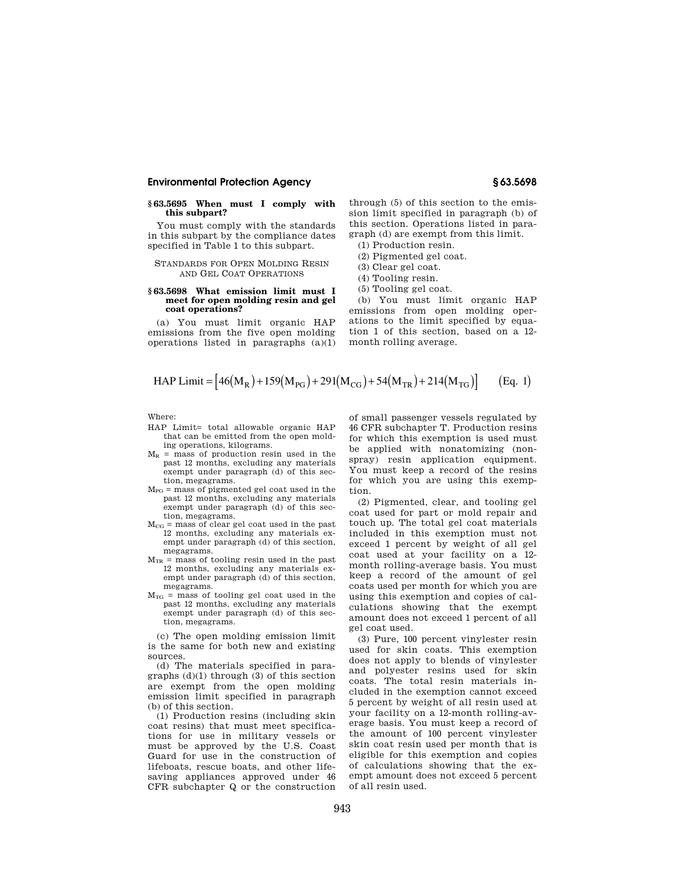## § 63.5695 When must I comply with this subpart?

You must comply with the standards in this subpart by the compliance dates specified in Table 1 to this subpart.

### STANDARDS FOR OPEN MOLDING RESIN AND GEL COAT OPERATIONS

## § 63.5698 What emission limit must I meet for open molding resin and gel coat operations?

(a) You must limit organic HAP emissions from the five open molding operations listed in paragraphs (a)(1) through (5) of this section to the emission limit specified in paragraph (b) of this section. Operations listed in paragraph (d) are exempt from this limit.

(1) Production resin.

(2) Pigmented gel coat.

(3) Clear gel coat.

(4) Tooling resin.

(5) Tooling gel coat.

(b) You must limit organic HAP emissions from open molding operations to the limit specified by equation 1 of this section, based on a 12-month rolling average.

$$\text{HAP Limit} = \left[46(M_R) + 159(M_{PG}) + 291(M_{CG}) + 54(M_{TR}) + 214(M_{TG})\right] \quad \text{(Eq. 1)}$$

Where:

HAP Limit= total allowable organic HAP that can be emitted from the open molding operations, kilograms.

$M_R$ = mass of production resin used in the past 12 months, excluding any materials exempt under paragraph (d) of this section, megagrams.

$M_{PG}$ = mass of pigmented gel coat used in the past 12 months, excluding any materials exempt under paragraph (d) of this section, megagrams.

$M_{CG}$ = mass of clear gel coat used in the past 12 months, excluding any materials exempt under paragraph (d) of this section, megagrams.

$M_{TR}$ = mass of tooling resin used in the past 12 months, excluding any materials exempt under paragraph (d) of this section, megagrams.

$M_{TG}$ = mass of tooling gel coat used in the past 12 months, excluding any materials exempt under paragraph (d) of this section, megagrams.

(c) The open molding emission limit is the same for both new and existing sources.

(d) The materials specified in paragraphs (d)(1) through (3) of this section are exempt from the open molding emission limit specified in paragraph (b) of this section.

(1) Production resins (including skin coat resins) that must meet specifications for use in military vessels or must be approved by the U.S. Coast Guard for use in the construction of lifeboats, rescue boats, and other lifesaving appliances approved under 46 CFR subchapter Q or the construction of small passenger vessels regulated by 46 CFR subchapter T. Production resins for which this exemption is used must be applied with nonatomizing (nonspray) resin application equipment. You must keep a record of the resins for which you are using this exemption.

(2) Pigmented, clear, and tooling gel coat used for part or mold repair and touch up. The total gel coat materials included in this exemption must not exceed 1 percent by weight of all gel coat used at your facility on a 12-month rolling-average basis. You must keep a record of the amount of gel coats used per month for which you are using this exemption and copies of calculations showing that the exempt amount does not exceed 1 percent of all gel coat used.

(3) Pure, 100 percent vinylester resin used for skin coats. This exemption does not apply to blends of vinylester and polyester resins used for skin coats. The total resin materials included in the exemption cannot exceed 5 percent by weight of all resin used at your facility on a 12-month rolling-average basis. You must keep a record of the amount of 100 percent vinylester skin coat resin used per month that is eligible for this exemption and copies of calculations showing that the exempt amount does not exceed 5 percent of all resin used.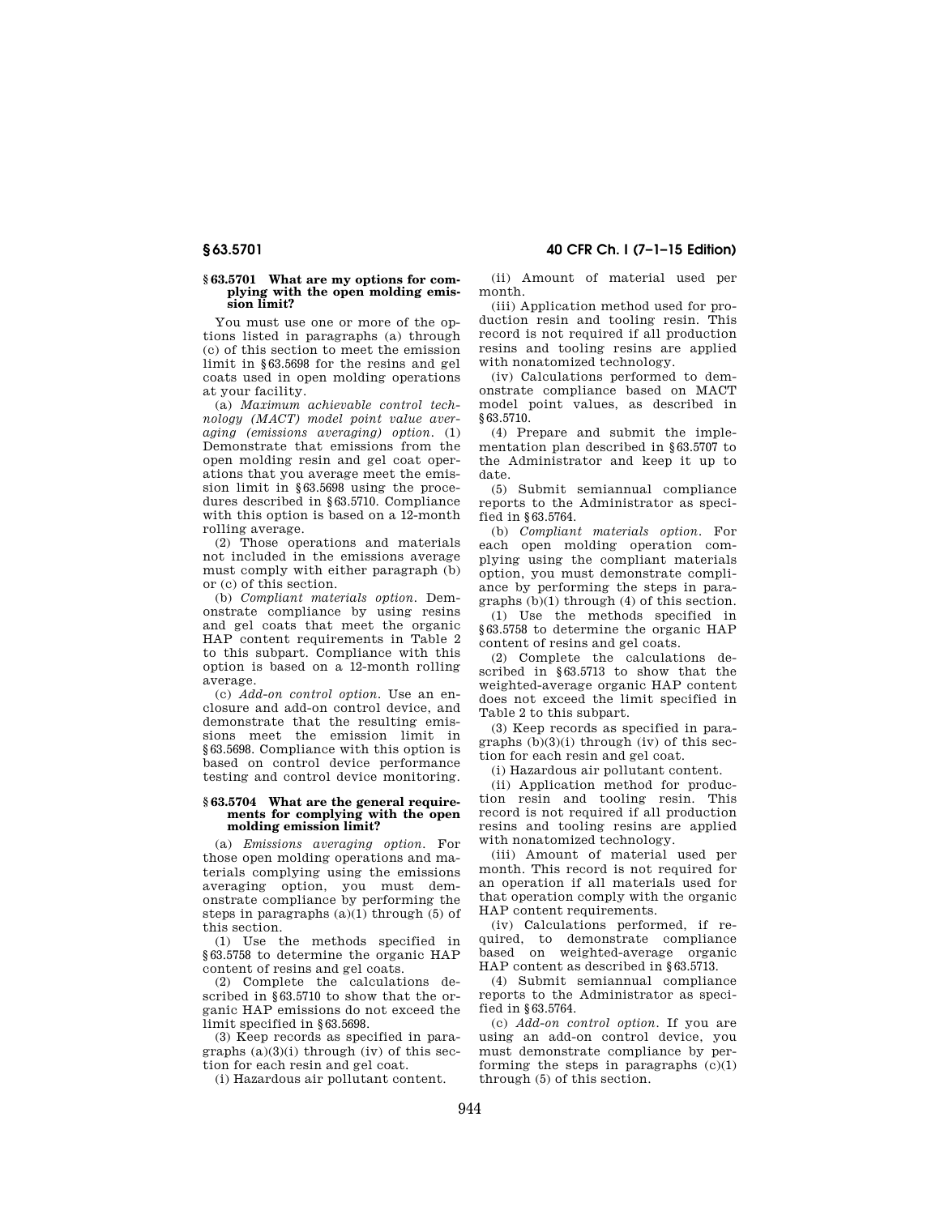### § 63.5701 What are my options for complying with the open molding emission limit?

You must use one or more of the options listed in paragraphs (a) through (c) of this section to meet the emission limit in § 63.5698 for the resins and gel coats used in open molding operations at your facility.

(a) *Maximum achievable control technology (MACT) model point value averaging (emissions averaging) option.* (1) Demonstrate that emissions from the open molding resin and gel coat operations that you average meet the emission limit in § 63.5698 using the procedures described in § 63.5710. Compliance with this option is based on a 12-month rolling average.

(2) Those operations and materials not included in the emissions average must comply with either paragraph (b) or (c) of this section.

(b) *Compliant materials option.* Demonstrate compliance by using resins and gel coats that meet the organic HAP content requirements in Table 2 to this subpart. Compliance with this option is based on a 12-month rolling average.

(c) *Add-on control option.* Use an enclosure and add-on control device, and demonstrate that the resulting emissions meet the emission limit in § 63.5698. Compliance with this option is based on control device performance testing and control device monitoring.

### § 63.5704 What are the general requirements for complying with the open molding emission limit?

(a) *Emissions averaging option.* For those open molding operations and materials complying using the emissions averaging option, you must demonstrate compliance by performing the steps in paragraphs (a)(1) through (5) of this section.

(1) Use the methods specified in § 63.5758 to determine the organic HAP content of resins and gel coats.

(2) Complete the calculations described in § 63.5710 to show that the organic HAP emissions do not exceed the limit specified in § 63.5698.

(3) Keep records as specified in paragraphs (a)(3)(i) through (iv) of this section for each resin and gel coat.

(i) Hazardous air pollutant content.

(ii) Amount of material used per month.

(iii) Application method used for production resin and tooling resin. This record is not required if all production resins and tooling resins are applied with nonatomized technology.

(iv) Calculations performed to demonstrate compliance based on MACT model point values, as described in § 63.5710.

(4) Prepare and submit the implementation plan described in § 63.5707 to the Administrator and keep it up to date.

(5) Submit semiannual compliance reports to the Administrator as specified in § 63.5764.

(b) *Compliant materials option.* For each open molding operation complying using the compliant materials option, you must demonstrate compliance by performing the steps in paragraphs (b)(1) through (4) of this section.

(1) Use the methods specified in § 63.5758 to determine the organic HAP content of resins and gel coats.

(2) Complete the calculations described in § 63.5713 to show that the weighted-average organic HAP content does not exceed the limit specified in Table 2 to this subpart.

(3) Keep records as specified in paragraphs (b)(3)(i) through (iv) of this section for each resin and gel coat.

(i) Hazardous air pollutant content.

(ii) Application method for production resin and tooling resin. This record is not required if all production resins and tooling resins are applied with nonatomized technology.

(iii) Amount of material used per month. This record is not required for an operation if all materials used for that operation comply with the organic HAP content requirements.

(iv) Calculations performed, if required, to demonstrate compliance based on weighted-average organic HAP content as described in § 63.5713.

(4) Submit semiannual compliance reports to the Administrator as specified in § 63.5764.

(c) *Add-on control option.* If you are using an add-on control device, you must demonstrate compliance by performing the steps in paragraphs (c)(1) through (5) of this section.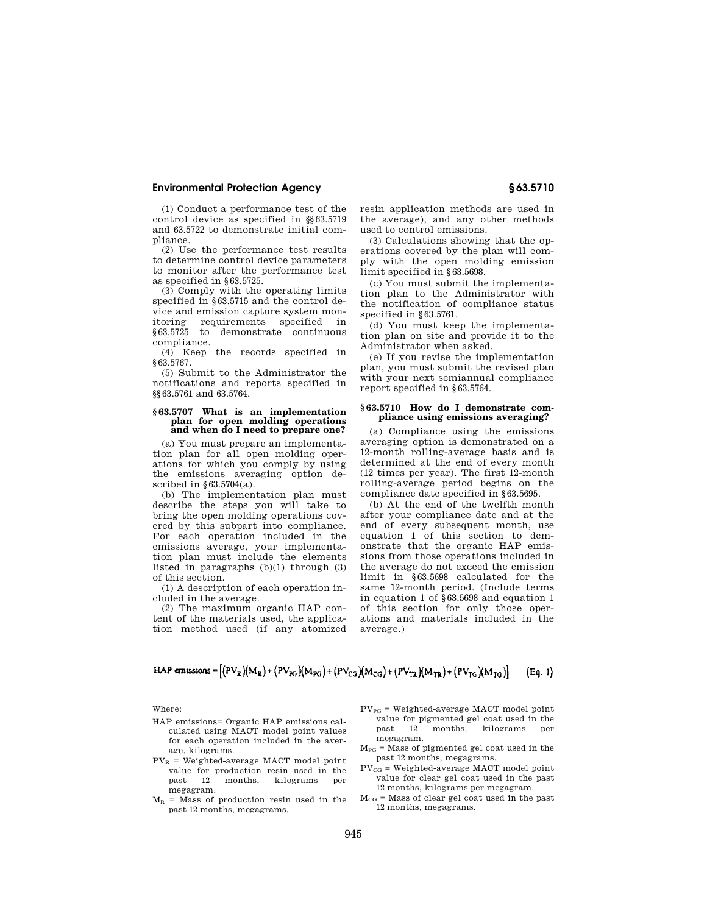(1) Conduct a performance test of the control device as specified in §§63.5719 and 63.5722 to demonstrate initial compliance.

(2) Use the performance test results to determine control device parameters to monitor after the performance test as specified in §63.5725.

(3) Comply with the operating limits specified in §63.5715 and the control device and emission capture system monitoring requirements specified in §63.5725 to demonstrate continuous compliance.

(4) Keep the records specified in §63.5767.

(5) Submit to the Administrator the notifications and reports specified in §§63.5761 and 63.5764.

### §63.5707 What is an implementation plan for open molding operations and when do I need to prepare one?

(a) You must prepare an implementation plan for all open molding operations for which you comply by using the emissions averaging option described in §63.5704(a).

(b) The implementation plan must describe the steps you will take to bring the open molding operations covered by this subpart into compliance. For each operation included in the emissions average, your implementation plan must include the elements listed in paragraphs (b)(1) through (3) of this section.

(1) A description of each operation included in the average.

(2) The maximum organic HAP content of the materials used, the application method used (if any atomized resin application methods are used in the average), and any other methods used to control emissions.

(3) Calculations showing that the operations covered by the plan will comply with the open molding emission limit specified in §63.5698.

(c) You must submit the implementation plan to the Administrator with the notification of compliance status specified in §63.5761.

(d) You must keep the implementation plan on site and provide it to the Administrator when asked.

(e) If you revise the implementation plan, you must submit the revised plan with your next semiannual compliance report specified in §63.5764.

### §63.5710 How do I demonstrate compliance using emissions averaging?

(a) Compliance using the emissions averaging option is demonstrated on a 12-month rolling-average basis and is determined at the end of every month (12 times per year). The first 12-month rolling-average period begins on the compliance date specified in §63.5695.

(b) At the end of the twelfth month after your compliance date and at the end of every subsequent month, use equation 1 of this section to demonstrate that the organic HAP emissions from those operations included in the average do not exceed the emission limit in §63.5698 calculated for the same 12-month period. (Include terms in equation 1 of §63.5698 and equation 1 of this section for only those operations and materials included in the average.)

$$\text{HAP emissions} = \left[(PV_R)(M_R) + (PV_{PG})(M_{PG}) + (PV_{CG})(M_{CG}) + (PV_{TR})(M_{TR}) + (PV_{TG})(M_{TG})\right] \quad \text{(Eq. 1)}$$

Where:

HAP emissions= Organic HAP emissions calculated using MACT model point values for each operation included in the average, kilograms.

$PV_R$ = Weighted-average MACT model point value for production resin used in the past 12 months, kilograms per megagram.

$M_R$ = Mass of production resin used in the past 12 months, megagrams.

$PV_{PG}$ = Weighted-average MACT model point value for pigmented gel coat used in the past 12 months, kilograms per megagram.

$M_{PG}$ = Mass of pigmented gel coat used in the past 12 months, megagrams.

$PV_{CG}$ = Weighted-average MACT model point value for clear gel coat used in the past 12 months, kilograms per megagram.

$M_{CG}$ = Mass of clear gel coat used in the past 12 months, megagrams.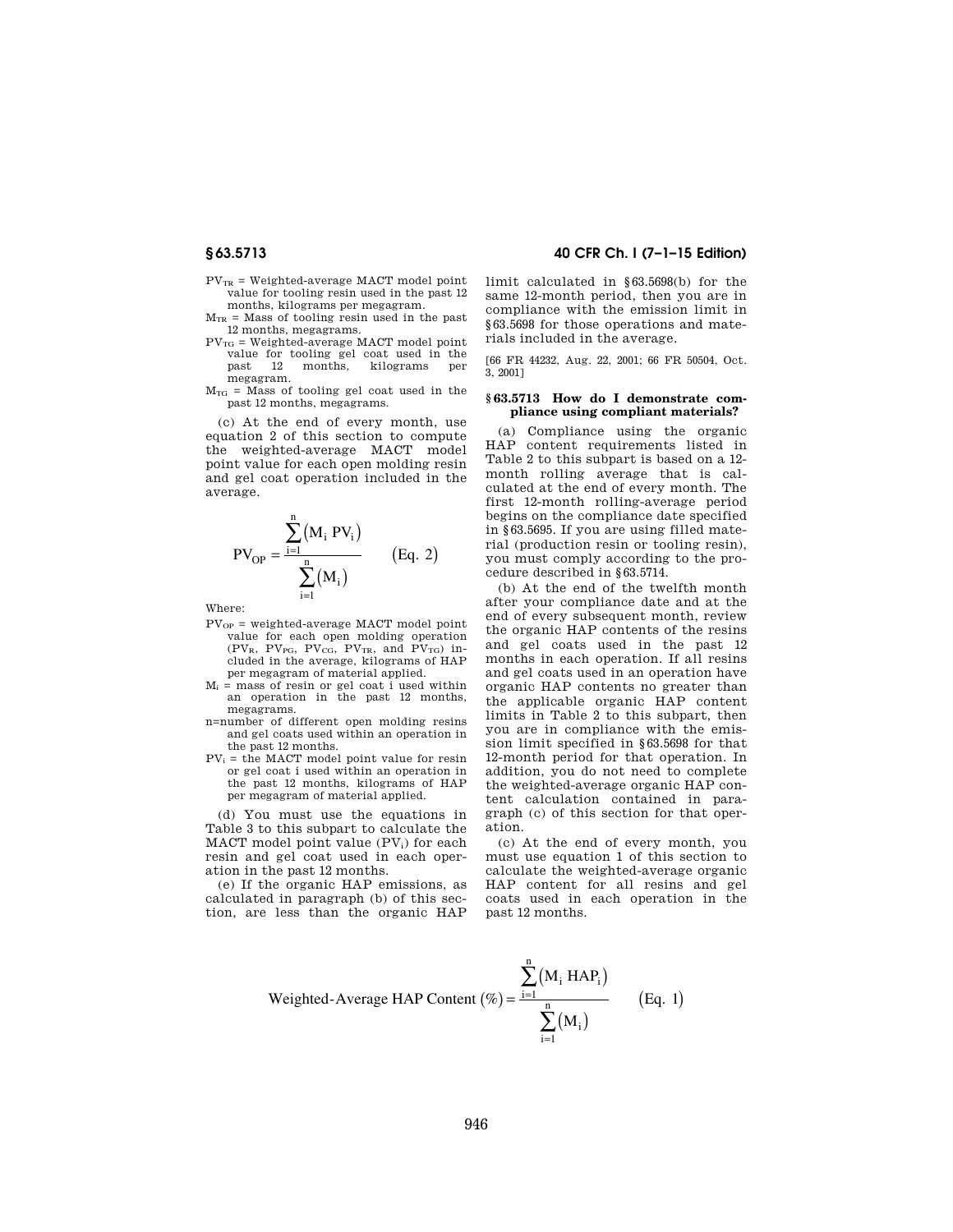$PV_{TR}$ = Weighted-average MACT model point value for tooling resin used in the past 12 months, kilograms per megagram.

$M_{TR}$ = Mass of tooling resin used in the past 12 months, megagrams.

$PV_{TG}$ = Weighted-average MACT model point value for tooling gel coat used in the past 12 months, kilograms per megagram.

$M_{TG}$ = Mass of tooling gel coat used in the past 12 months, megagrams.

(c) At the end of every month, use equation 2 of this section to compute the weighted-average MACT model point value for each open molding resin and gel coat operation included in the average.

$$PV_{OP} = \frac{\sum_{i=1}^{n}\left(M_i \, PV_i\right)}{\sum_{i=1}^{n}\left(M_i\right)} \qquad \text{(Eq. 2)}$$

Where:

$PV_{OP}$ = weighted-average MACT model point value for each open molding operation ($PV_R$, $PV_{PG}$, $PV_{CG}$, $PV_{TR}$, and $PV_{TG}$) included in the average, kilograms of HAP per megagram of material applied.

$M_i$ = mass of resin or gel coat i used within an operation in the past 12 months, megagrams.

n=number of different open molding resins and gel coats used within an operation in the past 12 months.

$PV_i$ = the MACT model point value for resin or gel coat i used within an operation in the past 12 months, kilograms of HAP per megagram of material applied.

(d) You must use the equations in Table 3 to this subpart to calculate the MACT model point value ($PV_i$) for each resin and gel coat used in each operation in the past 12 months.

(e) If the organic HAP emissions, as calculated in paragraph (b) of this section, are less than the organic HAP limit calculated in §63.5698(b) for the same 12-month period, then you are in compliance with the emission limit in §63.5698 for those operations and materials included in the average.

[66 FR 44232, Aug. 22, 2001; 66 FR 50504, Oct. 3, 2001]

### §63.5713 How do I demonstrate compliance using compliant materials?

(a) Compliance using the organic HAP content requirements listed in Table 2 to this subpart is based on a 12-month rolling average that is calculated at the end of every month. The first 12-month rolling-average period begins on the compliance date specified in §63.5695. If you are using filled material (production resin or tooling resin), you must comply according to the procedure described in §63.5714.

(b) At the end of the twelfth month after your compliance date and at the end of every subsequent month, review the organic HAP contents of the resins and gel coats used in the past 12 months in each operation. If all resins and gel coats used in an operation have organic HAP contents no greater than the applicable organic HAP content limits in Table 2 to this subpart, then you are in compliance with the emission limit specified in §63.5698 for that 12-month period for that operation. In addition, you do not need to complete the weighted-average organic HAP content calculation contained in paragraph (c) of this section for that operation.

(c) At the end of every month, you must use equation 1 of this section to calculate the weighted-average organic HAP content for all resins and gel coats used in each operation in the past 12 months.

$$\text{Weighted-Average HAP Content } (\%) = \frac{\sum_{i=1}^{n}\left(M_i \, HAP_i\right)}{\sum_{i=1}^{n}\left(M_i\right)} \qquad \text{(Eq. 1)}$$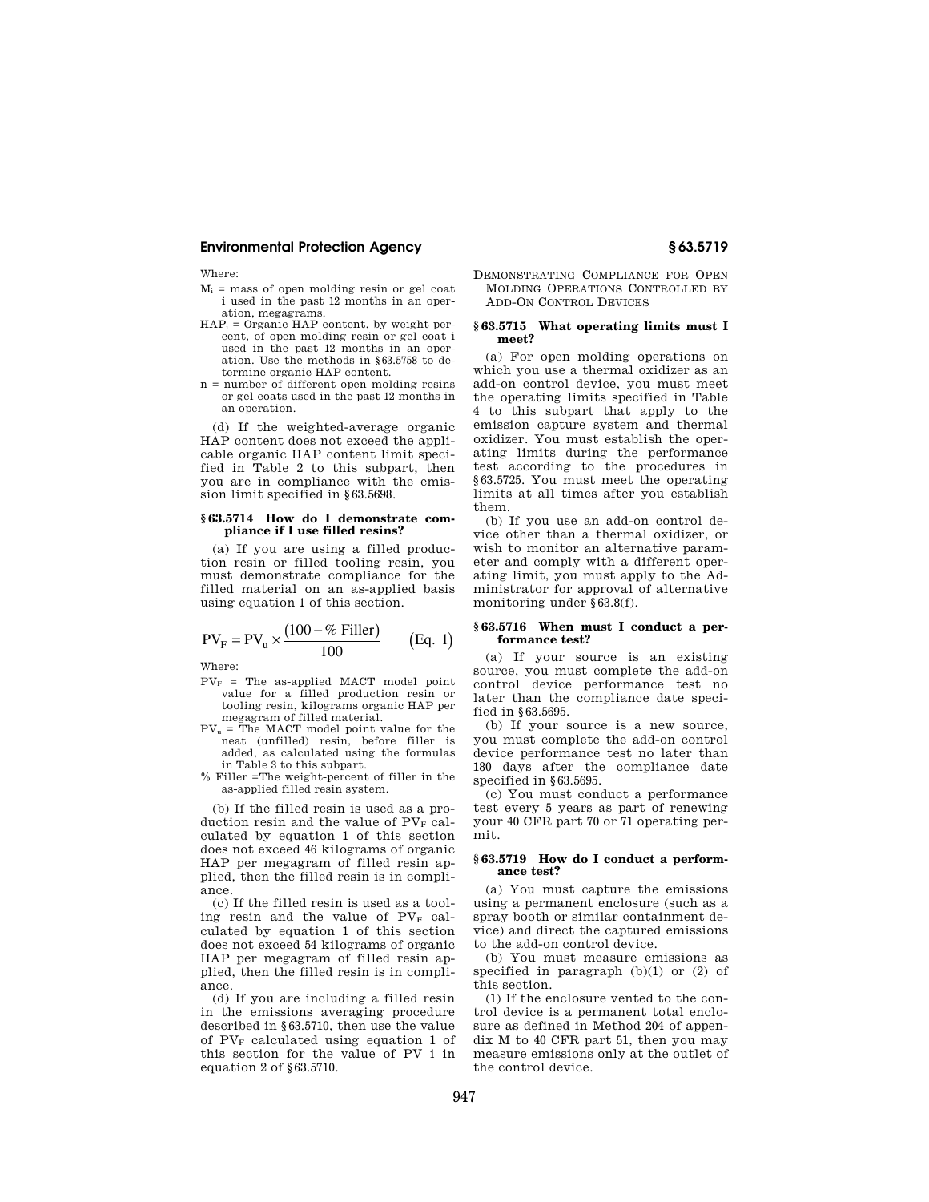Where:

$M_i$ = mass of open molding resin or gel coat i used in the past 12 months in an operation, megagrams.

$HAP_i$ = Organic HAP content, by weight percent, of open molding resin or gel coat i used in the past 12 months in an operation. Use the methods in §63.5758 to determine organic HAP content.

n = number of different open molding resins or gel coats used in the past 12 months in an operation.

(d) If the weighted-average organic HAP content does not exceed the applicable organic HAP content limit specified in Table 2 to this subpart, then you are in compliance with the emission limit specified in §63.5698.

### §63.5714 How do I demonstrate compliance if I use filled resins?

(a) If you are using a filled production resin or filled tooling resin, you must demonstrate compliance for the filled material on an as-applied basis using equation 1 of this section.

$$PV_F = PV_u \times \frac{(100 - \%\ \text{Filler})}{100} \qquad (\text{Eq. } 1)$$

Where:

$PV_F$ = The as-applied MACT model point value for a filled production resin or tooling resin, kilograms organic HAP per megagram of filled material.

$PV_u$ = The MACT model point value for the neat (unfilled) resin, before filler is added, as calculated using the formulas in Table 3 to this subpart.

% Filler =The weight-percent of filler in the as-applied filled resin system.

(b) If the filled resin is used as a production resin and the value of $PV_F$ calculated by equation 1 of this section does not exceed 46 kilograms of organic HAP per megagram of filled resin applied, then the filled resin is in compliance.

(c) If the filled resin is used as a tooling resin and the value of $PV_F$ calculated by equation 1 of this section does not exceed 54 kilograms of organic HAP per megagram of filled resin applied, then the filled resin is in compliance.

(d) If you are including a filled resin in the emissions averaging procedure described in §63.5710, then use the value of $PV_F$ calculated using equation 1 of this section for the value of PV i in equation 2 of §63.5710.

## Demonstrating Compliance for Open Molding Operations Controlled by Add-On Control Devices

### §63.5715 What operating limits must I meet?

(a) For open molding operations on which you use a thermal oxidizer as an add-on control device, you must meet the operating limits specified in Table 4 to this subpart that apply to the emission capture system and thermal oxidizer. You must establish the operating limits during the performance test according to the procedures in §63.5725. You must meet the operating limits at all times after you establish them.

(b) If you use an add-on control device other than a thermal oxidizer, or wish to monitor an alternative parameter and comply with a different operating limit, you must apply to the Administrator for approval of alternative monitoring under §63.8(f).

### §63.5716 When must I conduct a performance test?

(a) If your source is an existing source, you must complete the add-on control device performance test no later than the compliance date specified in §63.5695.

(b) If your source is a new source, you must complete the add-on control device performance test no later than 180 days after the compliance date specified in §63.5695.

(c) You must conduct a performance test every 5 years as part of renewing your 40 CFR part 70 or 71 operating permit.

### §63.5719 How do I conduct a performance test?

(a) You must capture the emissions using a permanent enclosure (such as a spray booth or similar containment device) and direct the captured emissions to the add-on control device.

(b) You must measure emissions as specified in paragraph (b)(1) or (2) of this section.

(1) If the enclosure vented to the control device is a permanent total enclosure as defined in Method 204 of appendix M to 40 CFR part 51, then you may measure emissions only at the outlet of the control device.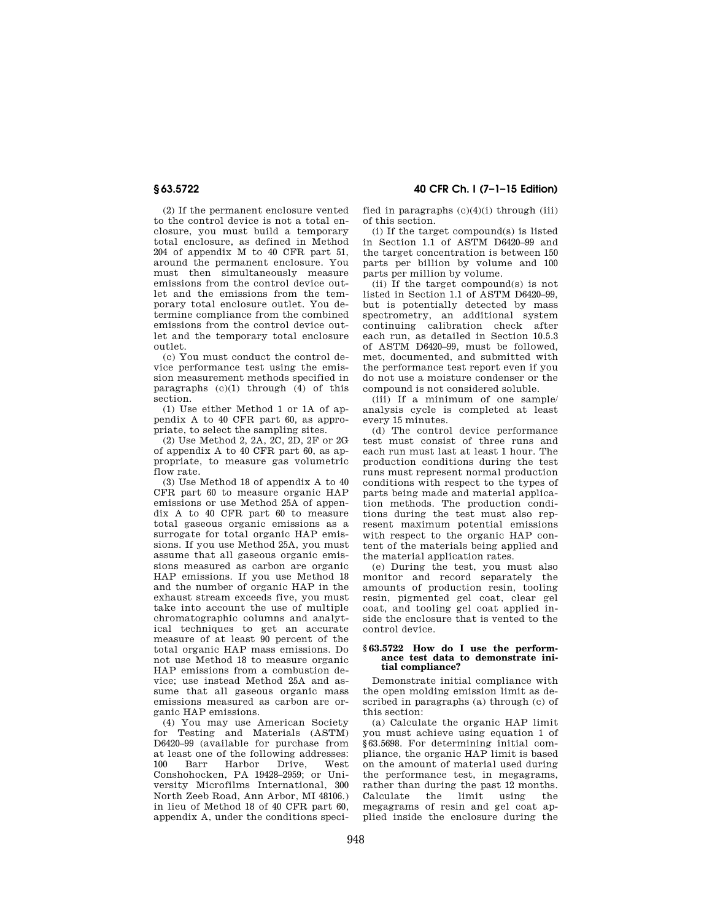(2) If the permanent enclosure vented to the control device is not a total enclosure, you must build a temporary total enclosure, as defined in Method 204 of appendix M to 40 CFR part 51, around the permanent enclosure. You must then simultaneously measure emissions from the control device outlet and the emissions from the temporary total enclosure outlet. You determine compliance from the combined emissions from the control device outlet and the temporary total enclosure outlet.

(c) You must conduct the control device performance test using the emission measurement methods specified in paragraphs (c)(1) through (4) of this section.

(1) Use either Method 1 or 1A of appendix A to 40 CFR part 60, as appropriate, to select the sampling sites.

(2) Use Method 2, 2A, 2C, 2D, 2F or 2G of appendix A to 40 CFR part 60, as appropriate, to measure gas volumetric flow rate.

(3) Use Method 18 of appendix A to 40 CFR part 60 to measure organic HAP emissions or use Method 25A of appendix A to 40 CFR part 60 to measure total gaseous organic emissions as a surrogate for total organic HAP emissions. If you use Method 25A, you must assume that all gaseous organic emissions measured as carbon are organic HAP emissions. If you use Method 18 and the number of organic HAP in the exhaust stream exceeds five, you must take into account the use of multiple chromatographic columns and analytical techniques to get an accurate measure of at least 90 percent of the total organic HAP mass emissions. Do not use Method 18 to measure organic HAP emissions from a combustion device; use instead Method 25A and assume that all gaseous organic mass emissions measured as carbon are organic HAP emissions.

(4) You may use American Society for Testing and Materials (ASTM) D6420–99 (available for purchase from at least one of the following addresses: 100 Barr Harbor Drive, West Conshohocken, PA 19428–2959; or University Microfilms International, 300 North Zeeb Road, Ann Arbor, MI 48106.) in lieu of Method 18 of 40 CFR part 60, appendix A, under the conditions specified in paragraphs (c)(4)(i) through (iii) of this section.

(i) If the target compound(s) is listed in Section 1.1 of ASTM D6420–99 and the target concentration is between 150 parts per billion by volume and 100 parts per million by volume.

(ii) If the target compound(s) is not listed in Section 1.1 of ASTM D6420–99, but is potentially detected by mass spectrometry, an additional system continuing calibration check after each run, as detailed in Section 10.5.3 of ASTM D6420–99, must be followed, met, documented, and submitted with the performance test report even if you do not use a moisture condenser or the compound is not considered soluble.

(iii) If a minimum of one sample/analysis cycle is completed at least every 15 minutes.

(d) The control device performance test must consist of three runs and each run must last at least 1 hour. The production conditions during the test runs must represent normal production conditions with respect to the types of parts being made and material application methods. The production conditions during the test must also represent maximum potential emissions with respect to the organic HAP content of the materials being applied and the material application rates.

(e) During the test, you must also monitor and record separately the amounts of production resin, tooling resin, pigmented gel coat, clear gel coat, and tooling gel coat applied inside the enclosure that is vented to the control device.

### § 63.5722 How do I use the performance test data to demonstrate initial compliance?

Demonstrate initial compliance with the open molding emission limit as described in paragraphs (a) through (c) of this section:

(a) Calculate the organic HAP limit you must achieve using equation 1 of §63.5698. For determining initial compliance, the organic HAP limit is based on the amount of material used during the performance test, in megagrams, rather than during the past 12 months. Calculate the limit using the megagrams of resin and gel coat applied inside the enclosure during the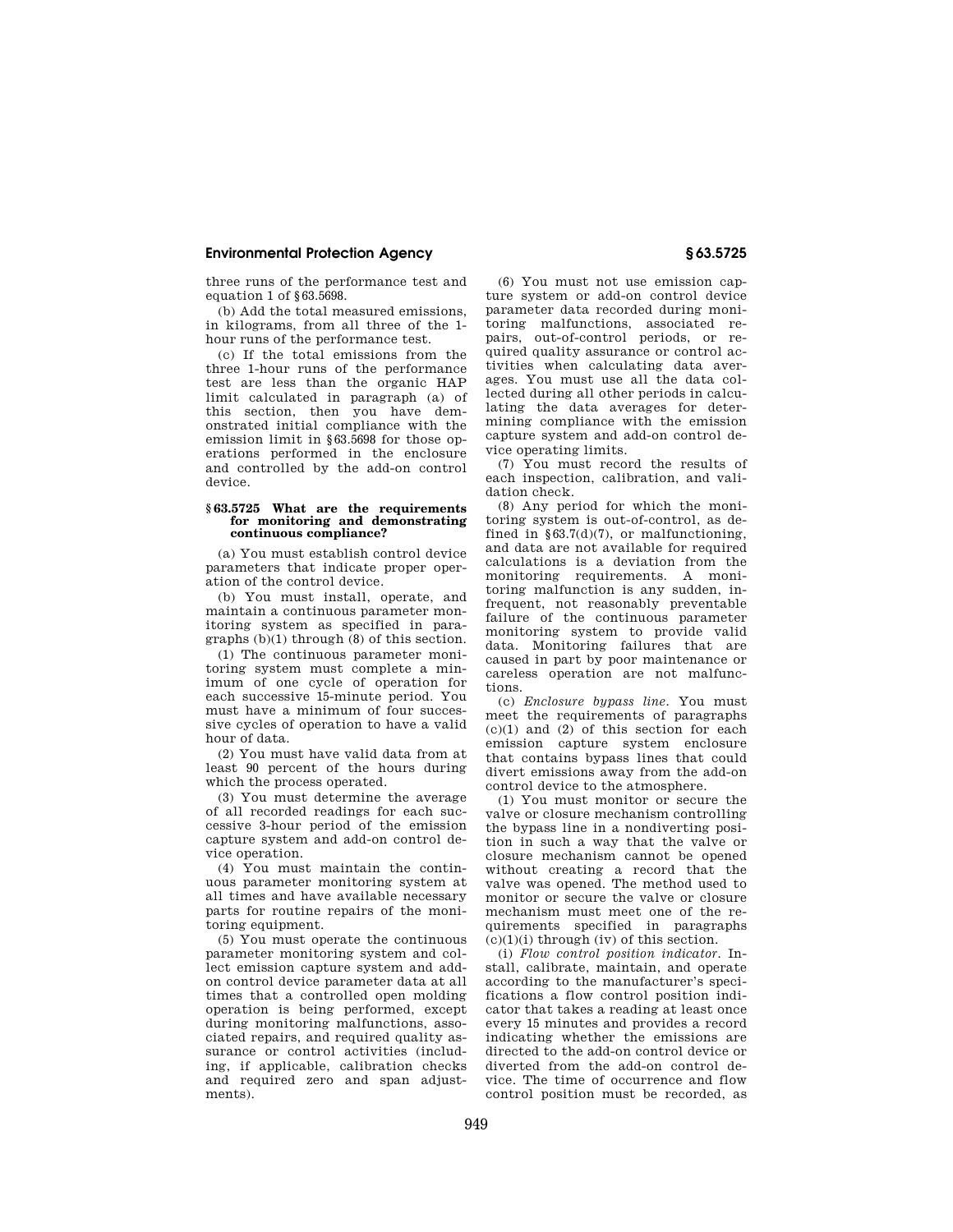three runs of the performance test and equation 1 of §63.5698.

(b) Add the total measured emissions, in kilograms, from all three of the 1-hour runs of the performance test.

(c) If the total emissions from the three 1-hour runs of the performance test are less than the organic HAP limit calculated in paragraph (a) of this section, then you have demonstrated initial compliance with the emission limit in §63.5698 for those operations performed in the enclosure and controlled by the add-on control device.

### §63.5725 What are the requirements for monitoring and demonstrating continuous compliance?

(a) You must establish control device parameters that indicate proper operation of the control device.

(b) You must install, operate, and maintain a continuous parameter monitoring system as specified in paragraphs (b)(1) through (8) of this section.

(1) The continuous parameter monitoring system must complete a minimum of one cycle of operation for each successive 15-minute period. You must have a minimum of four successive cycles of operation to have a valid hour of data.

(2) You must have valid data from at least 90 percent of the hours during which the process operated.

(3) You must determine the average of all recorded readings for each successive 3-hour period of the emission capture system and add-on control device operation.

(4) You must maintain the continuous parameter monitoring system at all times and have available necessary parts for routine repairs of the monitoring equipment.

(5) You must operate the continuous parameter monitoring system and collect emission capture system and add-on control device parameter data at all times that a controlled open molding operation is being performed, except during monitoring malfunctions, associated repairs, and required quality assurance or control activities (including, if applicable, calibration checks and required zero and span adjustments).

(6) You must not use emission capture system or add-on control device parameter data recorded during monitoring malfunctions, associated repairs, out-of-control periods, or required quality assurance or control activities when calculating data averages. You must use all the data collected during all other periods in calculating the data averages for determining compliance with the emission capture system and add-on control device operating limits.

(7) You must record the results of each inspection, calibration, and validation check.

(8) Any period for which the monitoring system is out-of-control, as defined in §63.7(d)(7), or malfunctioning, and data are not available for required calculations is a deviation from the monitoring requirements. A monitoring malfunction is any sudden, infrequent, not reasonably preventable failure of the continuous parameter monitoring system to provide valid data. Monitoring failures that are caused in part by poor maintenance or careless operation are not malfunctions.

(c) *Enclosure bypass line*. You must meet the requirements of paragraphs (c)(1) and (2) of this section for each emission capture system enclosure that contains bypass lines that could divert emissions away from the add-on control device to the atmosphere.

(1) You must monitor or secure the valve or closure mechanism controlling the bypass line in a nondiverting position in such a way that the valve or closure mechanism cannot be opened without creating a record that the valve was opened. The method used to monitor or secure the valve or closure mechanism must meet one of the requirements specified in paragraphs (c)(1)(i) through (iv) of this section.

(i) *Flow control position indicator*. Install, calibrate, maintain, and operate according to the manufacturer's specifications a flow control position indicator that takes a reading at least once every 15 minutes and provides a record indicating whether the emissions are directed to the add-on control device or diverted from the add-on control device. The time of occurrence and flow control position must be recorded, as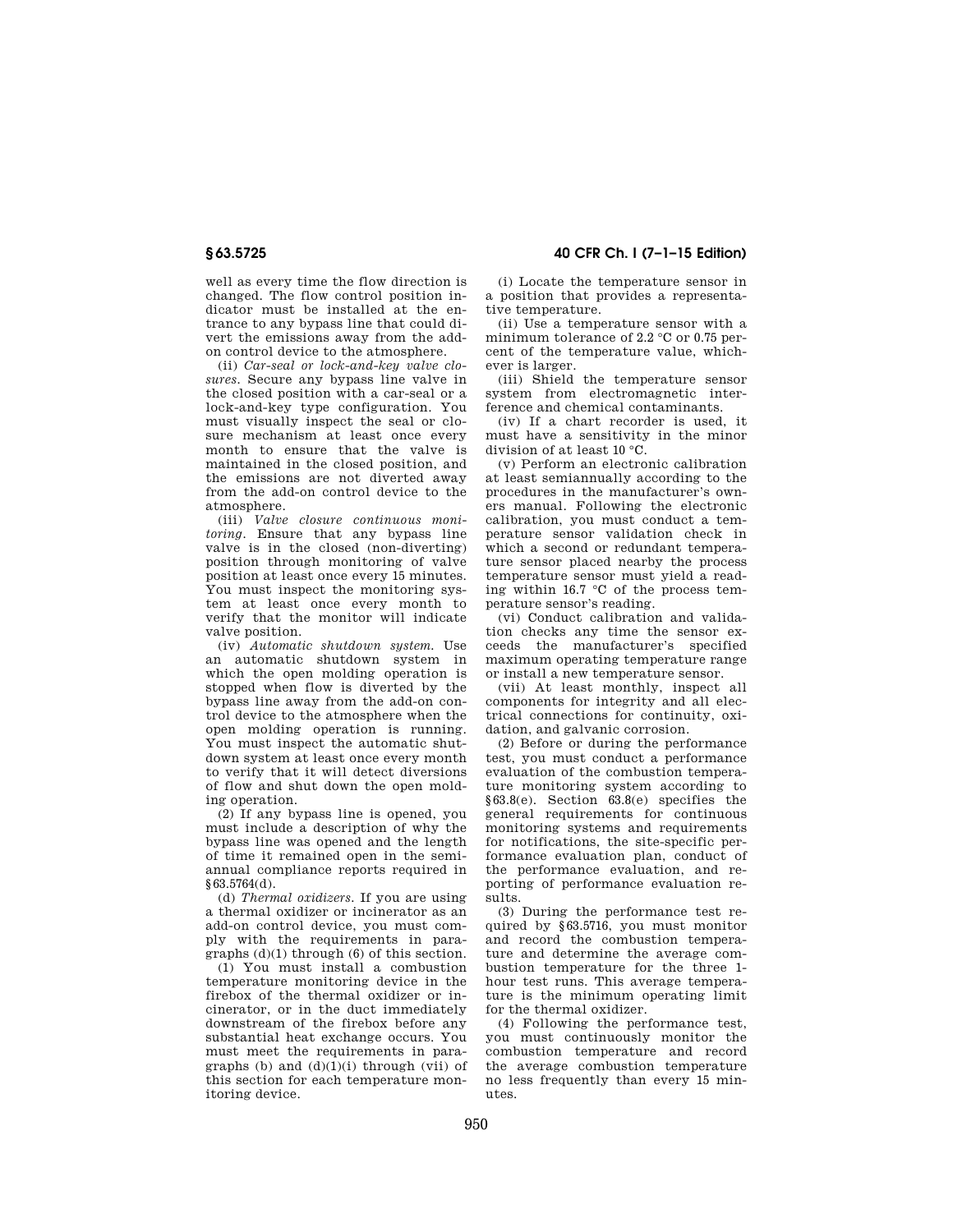well as every time the flow direction is changed. The flow control position indicator must be installed at the entrance to any bypass line that could divert the emissions away from the add-on control device to the atmosphere.

(ii) *Car-seal or lock-and-key valve closures.* Secure any bypass line valve in the closed position with a car-seal or a lock-and-key type configuration. You must visually inspect the seal or closure mechanism at least once every month to ensure that the valve is maintained in the closed position, and the emissions are not diverted away from the add-on control device to the atmosphere.

(iii) *Valve closure continuous monitoring.* Ensure that any bypass line valve is in the closed (non-diverting) position through monitoring of valve position at least once every 15 minutes. You must inspect the monitoring system at least once every month to verify that the monitor will indicate valve position.

(iv) *Automatic shutdown system.* Use an automatic shutdown system in which the open molding operation is stopped when flow is diverted by the bypass line away from the add-on control device to the atmosphere when the open molding operation is running. You must inspect the automatic shutdown system at least once every month to verify that it will detect diversions of flow and shut down the open molding operation.

(2) If any bypass line is opened, you must include a description of why the bypass line was opened and the length of time it remained open in the semiannual compliance reports required in §63.5764(d).

(d) *Thermal oxidizers.* If you are using a thermal oxidizer or incinerator as an add-on control device, you must comply with the requirements in paragraphs (d)(1) through (6) of this section.

(1) You must install a combustion temperature monitoring device in the firebox of the thermal oxidizer or incinerator, or in the duct immediately downstream of the firebox before any substantial heat exchange occurs. You must meet the requirements in paragraphs (b) and (d)(1)(i) through (vii) of this section for each temperature monitoring device.

(i) Locate the temperature sensor in a position that provides a representative temperature.

(ii) Use a temperature sensor with a minimum tolerance of 2.2 °C or 0.75 percent of the temperature value, whichever is larger.

(iii) Shield the temperature sensor system from electromagnetic interference and chemical contaminants.

(iv) If a chart recorder is used, it must have a sensitivity in the minor division of at least 10 °C.

(v) Perform an electronic calibration at least semiannually according to the procedures in the manufacturer's owners manual. Following the electronic calibration, you must conduct a temperature sensor validation check in which a second or redundant temperature sensor placed nearby the process temperature sensor must yield a reading within 16.7 °C of the process temperature sensor's reading.

(vi) Conduct calibration and validation checks any time the sensor exceeds the manufacturer's specified maximum operating temperature range or install a new temperature sensor.

(vii) At least monthly, inspect all components for integrity and all electrical connections for continuity, oxidation, and galvanic corrosion.

(2) Before or during the performance test, you must conduct a performance evaluation of the combustion temperature monitoring system according to §63.8(e). Section 63.8(e) specifies the general requirements for continuous monitoring systems and requirements for notifications, the site-specific performance evaluation plan, conduct of the performance evaluation, and reporting of performance evaluation results.

(3) During the performance test required by §63.5716, you must monitor and record the combustion temperature and determine the average combustion temperature for the three 1-hour test runs. This average temperature is the minimum operating limit for the thermal oxidizer.

(4) Following the performance test, you must continuously monitor the combustion temperature and record the average combustion temperature no less frequently than every 15 minutes.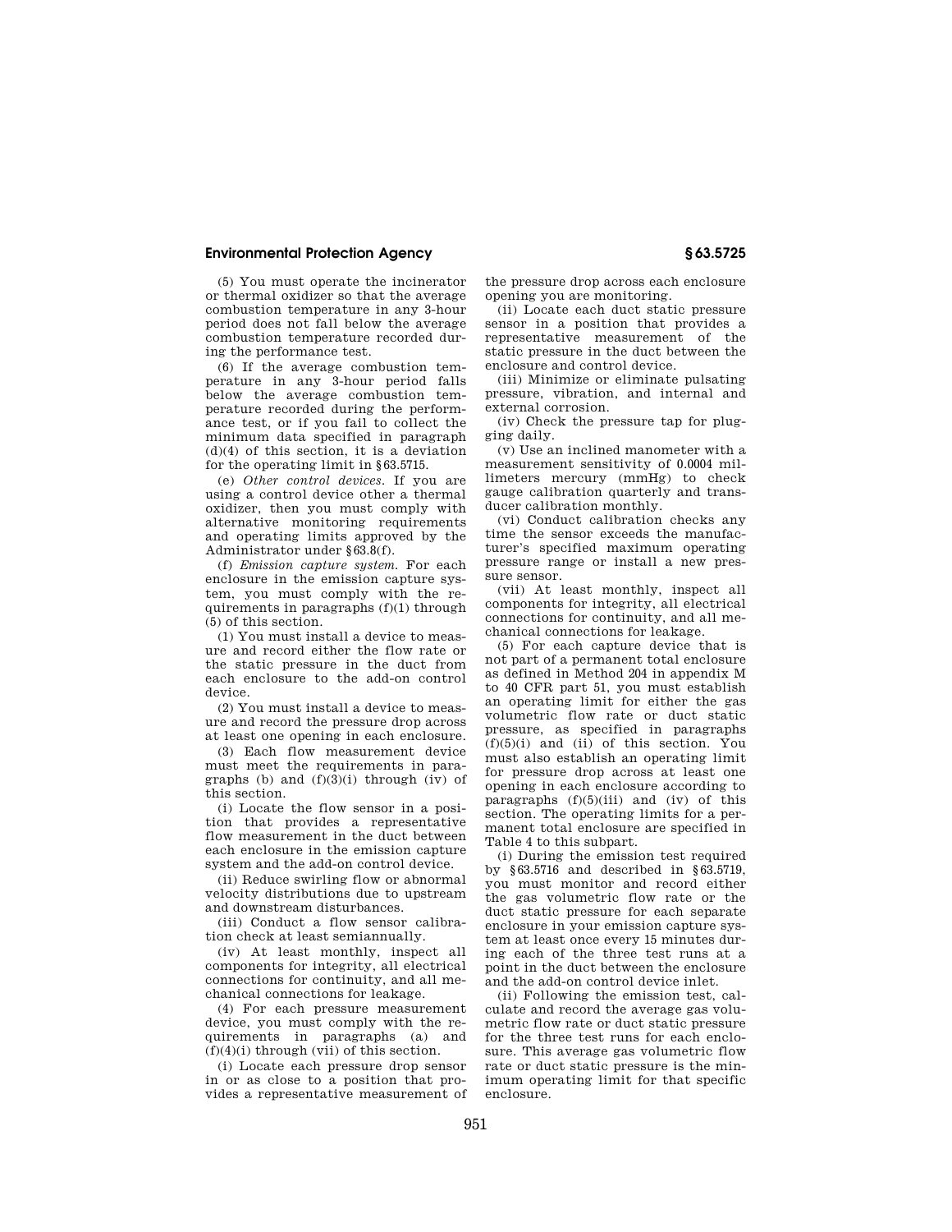(5) You must operate the incinerator or thermal oxidizer so that the average combustion temperature in any 3-hour period does not fall below the average combustion temperature recorded during the performance test.

(6) If the average combustion temperature in any 3-hour period falls below the average combustion temperature recorded during the performance test, or if you fail to collect the minimum data specified in paragraph (d)(4) of this section, it is a deviation for the operating limit in §63.5715.

(e) *Other control devices.* If you are using a control device other a thermal oxidizer, then you must comply with alternative monitoring requirements and operating limits approved by the Administrator under §63.8(f).

(f) *Emission capture system.* For each enclosure in the emission capture system, you must comply with the requirements in paragraphs (f)(1) through (5) of this section.

(1) You must install a device to measure and record either the flow rate or the static pressure in the duct from each enclosure to the add-on control device.

(2) You must install a device to measure and record the pressure drop across at least one opening in each enclosure.

(3) Each flow measurement device must meet the requirements in paragraphs (b) and (f)(3)(i) through (iv) of this section.

(i) Locate the flow sensor in a position that provides a representative flow measurement in the duct between each enclosure in the emission capture system and the add-on control device.

(ii) Reduce swirling flow or abnormal velocity distributions due to upstream and downstream disturbances.

(iii) Conduct a flow sensor calibration check at least semiannually.

(iv) At least monthly, inspect all components for integrity, all electrical connections for continuity, and all mechanical connections for leakage.

(4) For each pressure measurement device, you must comply with the requirements in paragraphs (a) and (f)(4)(i) through (vii) of this section.

(i) Locate each pressure drop sensor in or as close to a position that provides a representative measurement of the pressure drop across each enclosure opening you are monitoring.

(ii) Locate each duct static pressure sensor in a position that provides a representative measurement of the static pressure in the duct between the enclosure and control device.

(iii) Minimize or eliminate pulsating pressure, vibration, and internal and external corrosion.

(iv) Check the pressure tap for plugging daily.

(v) Use an inclined manometer with a measurement sensitivity of 0.0004 millimeters mercury (mmHg) to check gauge calibration quarterly and transducer calibration monthly.

(vi) Conduct calibration checks any time the sensor exceeds the manufacturer's specified maximum operating pressure range or install a new pressure sensor.

(vii) At least monthly, inspect all components for integrity, all electrical connections for continuity, and all mechanical connections for leakage.

(5) For each capture device that is not part of a permanent total enclosure as defined in Method 204 in appendix M to 40 CFR part 51, you must establish an operating limit for either the gas volumetric flow rate or duct static pressure, as specified in paragraphs (f)(5)(i) and (ii) of this section. You must also establish an operating limit for pressure drop across at least one opening in each enclosure according to paragraphs (f)(5)(iii) and (iv) of this section. The operating limits for a permanent total enclosure are specified in Table 4 to this subpart.

(i) During the emission test required by §63.5716 and described in §63.5719, you must monitor and record either the gas volumetric flow rate or the duct static pressure for each separate enclosure in your emission capture system at least once every 15 minutes during each of the three test runs at a point in the duct between the enclosure and the add-on control device inlet.

(ii) Following the emission test, calculate and record the average gas volumetric flow rate or duct static pressure for the three test runs for each enclosure. This average gas volumetric flow rate or duct static pressure is the minimum operating limit for that specific enclosure.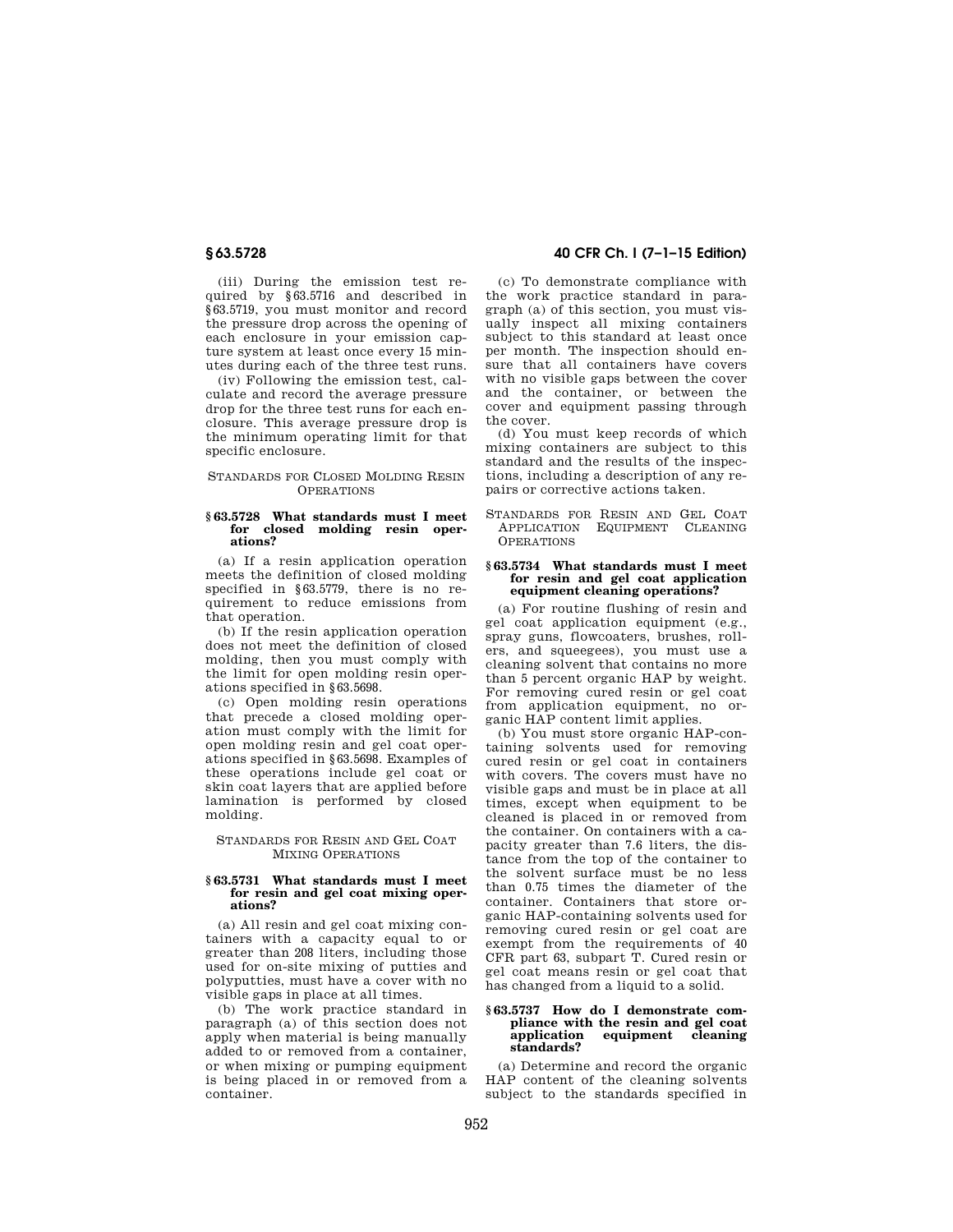(iii) During the emission test required by §63.5716 and described in §63.5719, you must monitor and record the pressure drop across the opening of each enclosure in your emission capture system at least once every 15 minutes during each of the three test runs.

(iv) Following the emission test, calculate and record the average pressure drop for the three test runs for each enclosure. This average pressure drop is the minimum operating limit for that specific enclosure.

STANDARDS FOR CLOSED MOLDING RESIN OPERATIONS

### §63.5728 What standards must I meet for closed molding resin operations?

(a) If a resin application operation meets the definition of closed molding specified in §63.5779, there is no requirement to reduce emissions from that operation.

(b) If the resin application operation does not meet the definition of closed molding, then you must comply with the limit for open molding resin operations specified in §63.5698.

(c) Open molding resin operations that precede a closed molding operation must comply with the limit for open molding resin and gel coat operations specified in §63.5698. Examples of these operations include gel coat or skin coat layers that are applied before lamination is performed by closed molding.

STANDARDS FOR RESIN AND GEL COAT MIXING OPERATIONS

### §63.5731 What standards must I meet for resin and gel coat mixing operations?

(a) All resin and gel coat mixing containers with a capacity equal to or greater than 208 liters, including those used for on-site mixing of putties and polyputties, must have a cover with no visible gaps in place at all times.

(b) The work practice standard in paragraph (a) of this section does not apply when material is being manually added to or removed from a container, or when mixing or pumping equipment is being placed in or removed from a container.

(c) To demonstrate compliance with the work practice standard in paragraph (a) of this section, you must visually inspect all mixing containers subject to this standard at least once per month. The inspection should ensure that all containers have covers with no visible gaps between the cover and the container, or between the cover and equipment passing through the cover.

(d) You must keep records of which mixing containers are subject to this standard and the results of the inspections, including a description of any repairs or corrective actions taken.

STANDARDS FOR RESIN AND GEL COAT APPLICATION EQUIPMENT CLEANING OPERATIONS

### §63.5734 What standards must I meet for resin and gel coat application equipment cleaning operations?

(a) For routine flushing of resin and gel coat application equipment (e.g., spray guns, flowcoaters, brushes, rollers, and squeegees), you must use a cleaning solvent that contains no more than 5 percent organic HAP by weight. For removing cured resin or gel coat from application equipment, no organic HAP content limit applies.

(b) You must store organic HAP-containing solvents used for removing cured resin or gel coat in containers with covers. The covers must have no visible gaps and must be in place at all times, except when equipment to be cleaned is placed in or removed from the container. On containers with a capacity greater than 7.6 liters, the distance from the top of the container to the solvent surface must be no less than 0.75 times the diameter of the container. Containers that store organic HAP-containing solvents used for removing cured resin or gel coat are exempt from the requirements of 40 CFR part 63, subpart T. Cured resin or gel coat means resin or gel coat that has changed from a liquid to a solid.

### §63.5737 How do I demonstrate compliance with the resin and gel coat application equipment cleaning standards?

(a) Determine and record the organic HAP content of the cleaning solvents subject to the standards specified in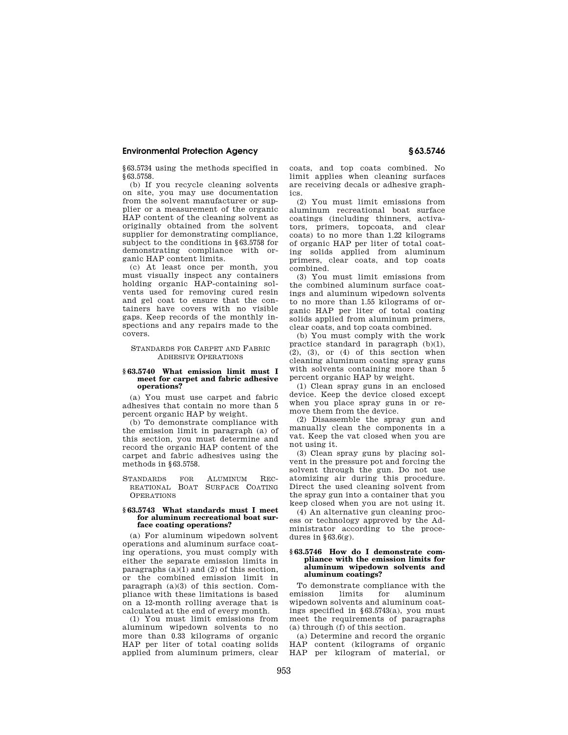§63.5734 using the methods specified in §63.5758.

(b) If you recycle cleaning solvents on site, you may use documentation from the solvent manufacturer or supplier or a measurement of the organic HAP content of the cleaning solvent as originally obtained from the solvent supplier for demonstrating compliance, subject to the conditions in §63.5758 for demonstrating compliance with organic HAP content limits.

(c) At least once per month, you must visually inspect any containers holding organic HAP-containing solvents used for removing cured resin and gel coat to ensure that the containers have covers with no visible gaps. Keep records of the monthly inspections and any repairs made to the covers.

STANDARDS FOR CARPET AND FABRIC ADHESIVE OPERATIONS

**§63.5740 What emission limit must I meet for carpet and fabric adhesive operations?**

(a) You must use carpet and fabric adhesives that contain no more than 5 percent organic HAP by weight.

(b) To demonstrate compliance with the emission limit in paragraph (a) of this section, you must determine and record the organic HAP content of the carpet and fabric adhesives using the methods in §63.5758.

STANDARDS FOR ALUMINUM RECREATIONAL BOAT SURFACE COATING OPERATIONS

**§63.5743 What standards must I meet for aluminum recreational boat surface coating operations?**

(a) For aluminum wipedown solvent operations and aluminum surface coating operations, you must comply with either the separate emission limits in paragraphs (a)(1) and (2) of this section, or the combined emission limit in paragraph (a)(3) of this section. Compliance with these limitations is based on a 12-month rolling average that is calculated at the end of every month.

(1) You must limit emissions from aluminum wipedown solvents to no more than 0.33 kilograms of organic HAP per liter of total coating solids applied from aluminum primers, clear coats, and top coats combined. No limit applies when cleaning surfaces are receiving decals or adhesive graphics.

(2) You must limit emissions from aluminum recreational boat surface coatings (including thinners, activators, primers, topcoats, and clear coats) to no more than 1.22 kilograms of organic HAP per liter of total coating solids applied from aluminum primers, clear coats, and top coats combined.

(3) You must limit emissions from the combined aluminum surface coatings and aluminum wipedown solvents to no more than 1.55 kilograms of organic HAP per liter of total coating solids applied from aluminum primers, clear coats, and top coats combined.

(b) You must comply with the work practice standard in paragraph (b)(1), (2), (3), or (4) of this section when cleaning aluminum coating spray guns with solvents containing more than 5 percent organic HAP by weight.

(1) Clean spray guns in an enclosed device. Keep the device closed except when you place spray guns in or remove them from the device.

(2) Disassemble the spray gun and manually clean the components in a vat. Keep the vat closed when you are not using it.

(3) Clean spray guns by placing solvent in the pressure pot and forcing the solvent through the gun. Do not use atomizing air during this procedure. Direct the used cleaning solvent from the spray gun into a container that you keep closed when you are not using it.

(4) An alternative gun cleaning process or technology approved by the Administrator according to the procedures in §63.6(g).

**§63.5746 How do I demonstrate compliance with the emission limits for aluminum wipedown solvents and aluminum coatings?**

To demonstrate compliance with the emission limits for aluminum wipedown solvents and aluminum coatings specified in §63.5743(a), you must meet the requirements of paragraphs (a) through (f) of this section.

(a) Determine and record the organic HAP content (kilograms of organic HAP per kilogram of material, or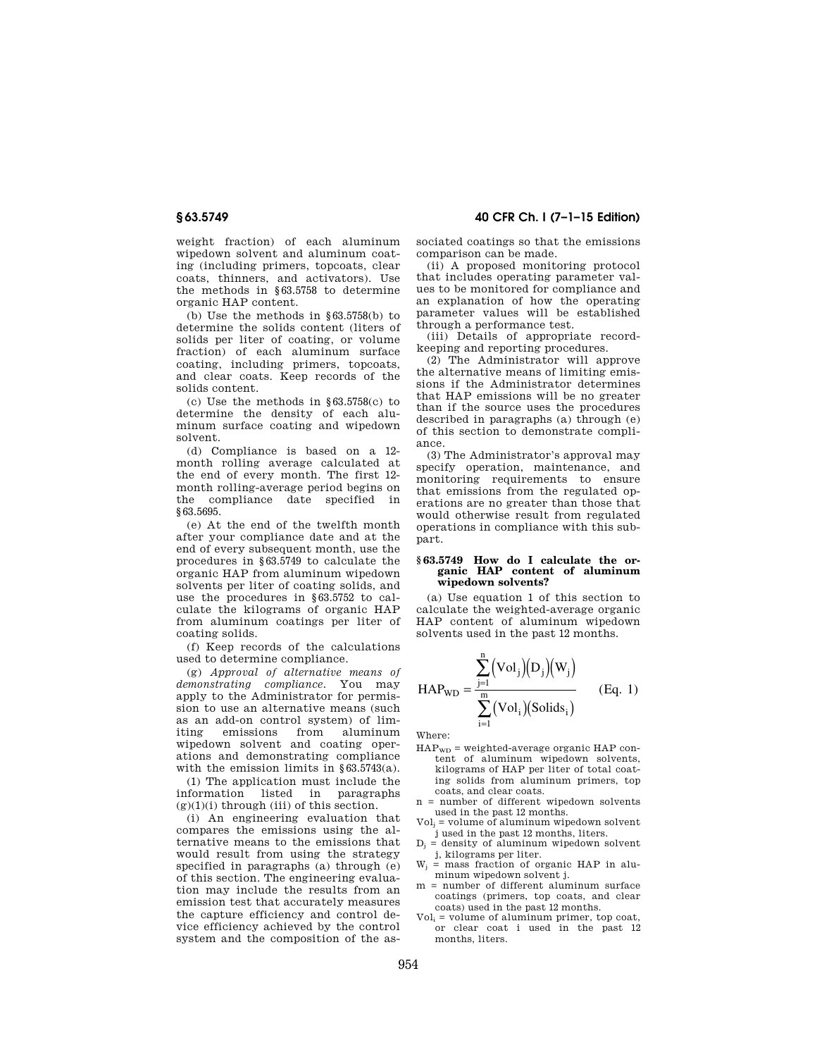weight fraction) of each aluminum wipedown solvent and aluminum coating (including primers, topcoats, clear coats, thinners, and activators). Use the methods in §63.5758 to determine organic HAP content.

(b) Use the methods in §63.5758(b) to determine the solids content (liters of solids per liter of coating, or volume fraction) of each aluminum surface coating, including primers, topcoats, and clear coats. Keep records of the solids content.

(c) Use the methods in §63.5758(c) to determine the density of each aluminum surface coating and wipedown solvent.

(d) Compliance is based on a 12-month rolling average calculated at the end of every month. The first 12-month rolling-average period begins on the compliance date specified in §63.5695.

(e) At the end of the twelfth month after your compliance date and at the end of every subsequent month, use the procedures in §63.5749 to calculate the organic HAP from aluminum wipedown solvents per liter of coating solids, and use the procedures in §63.5752 to calculate the kilograms of organic HAP from aluminum coatings per liter of coating solids.

(f) Keep records of the calculations used to determine compliance.

(g) *Approval of alternative means of demonstrating compliance.* You may apply to the Administrator for permission to use an alternative means (such as an add-on control system) of limiting emissions from aluminum wipedown solvent and coating operations and demonstrating compliance with the emission limits in §63.5743(a).

(1) The application must include the information listed in paragraphs (g)(1)(i) through (iii) of this section.

(i) An engineering evaluation that compares the emissions using the alternative means to the emissions that would result from using the strategy specified in paragraphs (a) through (e) of this section. The engineering evaluation may include the results from an emission test that accurately measures the capture efficiency and control device efficiency achieved by the control system and the composition of the associated coatings so that the emissions comparison can be made.

(ii) A proposed monitoring protocol that includes operating parameter values to be monitored for compliance and an explanation of how the operating parameter values will be established through a performance test.

(iii) Details of appropriate recordkeeping and reporting procedures.

(2) The Administrator will approve the alternative means of limiting emissions if the Administrator determines that HAP emissions will be no greater than if the source uses the procedures described in paragraphs (a) through (e) of this section to demonstrate compliance.

(3) The Administrator's approval may specify operation, maintenance, and monitoring requirements to ensure that emissions from the regulated operations are no greater than those that would otherwise result from regulated operations in compliance with this subpart.

### §63.5749 How do I calculate the organic HAP content of aluminum wipedown solvents?

(a) Use equation 1 of this section to calculate the weighted-average organic HAP content of aluminum wipedown solvents used in the past 12 months.

$$HAP_{WD} = \frac{\sum_{j=1}^{n} (Vol_j)(D_j)(W_j)}{\sum_{i=1}^{m} (Vol_i)(Solids_i)} \qquad \text{(Eq. 1)}$$

Where:

$HAP_{WD}$ = weighted-average organic HAP content of aluminum wipedown solvents, kilograms of HAP per liter of total coating solids from aluminum primers, top coats, and clear coats.

n = number of different wipedown solvents used in the past 12 months.

$Vol_j$ = volume of aluminum wipedown solvent j used in the past 12 months, liters.

$D_j$ = density of aluminum wipedown solvent j, kilograms per liter.

$W_j$ = mass fraction of organic HAP in aluminum wipedown solvent j.

m = number of different aluminum surface coatings (primers, top coats, and clear coats) used in the past 12 months.

$Vol_i$ = volume of aluminum primer, top coat, or clear coat i used in the past 12 months, liters.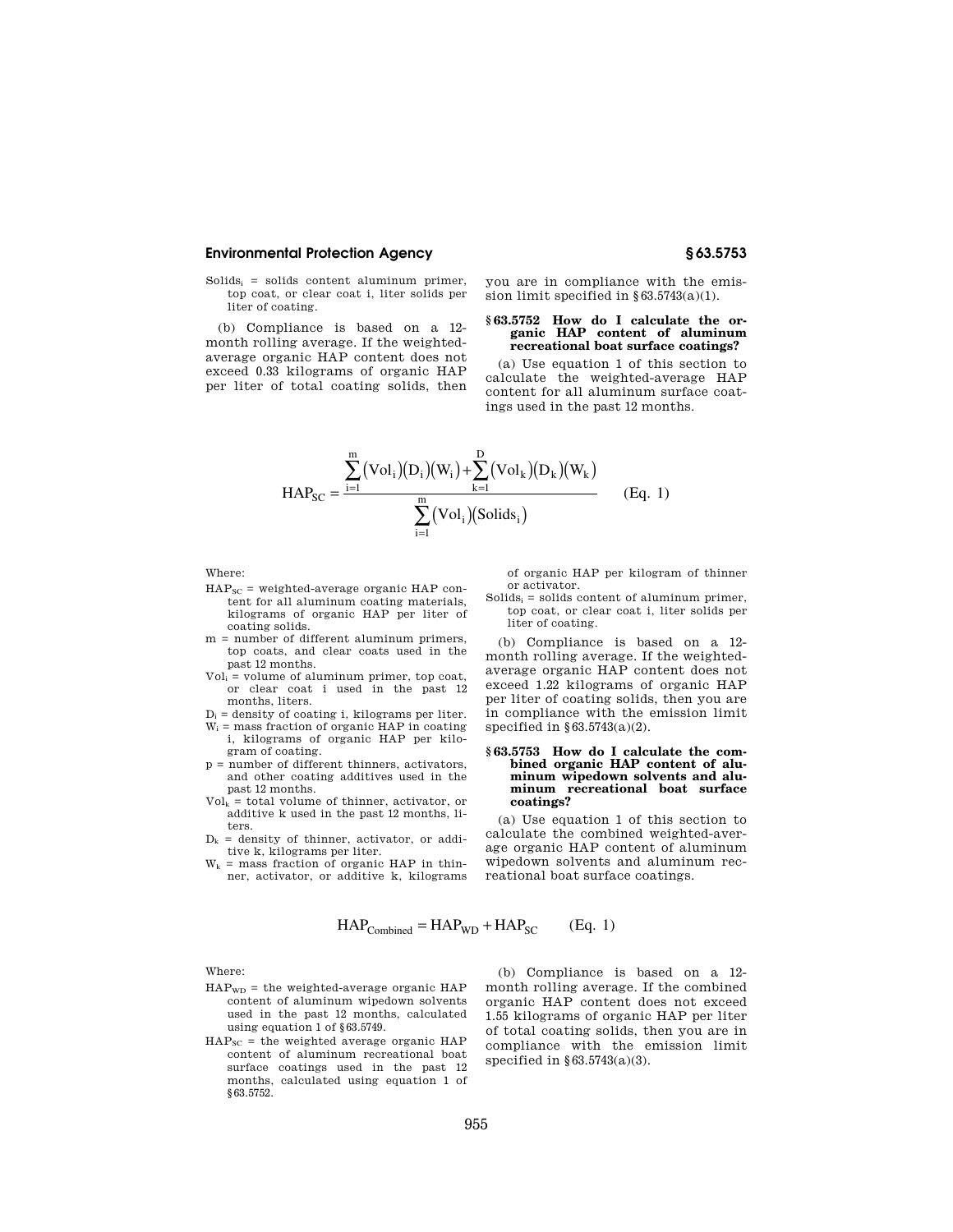$Solids_i$ = solids content aluminum primer, top coat, or clear coat i, liter solids per liter of coating.

(b) Compliance is based on a 12-month rolling average. If the weighted-average organic HAP content does not exceed 0.33 kilograms of organic HAP per liter of total coating solids, then you are in compliance with the emission limit specified in §63.5743(a)(1).

### §63.5752 How do I calculate the organic HAP content of aluminum recreational boat surface coatings?

(a) Use equation 1 of this section to calculate the weighted-average HAP content for all aluminum surface coatings used in the past 12 months.

$$HAP_{SC} = \frac{\sum_{i=1}^{m}(Vol_i)(D_i)(W_i) + \sum_{k=1}^{D}(Vol_k)(D_k)(W_k)}{\sum_{i=1}^{m}(Vol_i)(Solids_i)} \qquad \text{(Eq. 1)}$$

Where:

$HAP_{SC}$ = weighted-average organic HAP content for all aluminum coating materials, kilograms of organic HAP per liter of coating solids.

m = number of different aluminum primers, top coats, and clear coats used in the past 12 months.

$Vol_i$ = volume of aluminum primer, top coat, or clear coat i used in the past 12 months, liters.

$D_i$ = density of coating i, kilograms per liter.

$W_i$ = mass fraction of organic HAP in coating i, kilograms of organic HAP per kilogram of coating.

p = number of different thinners, activators, and other coating additives used in the past 12 months.

$Vol_k$ = total volume of thinner, activator, or additive k used in the past 12 months, liters.

$D_k$ = density of thinner, activator, or additive k, kilograms per liter.

$W_k$ = mass fraction of organic HAP in thinner, activator, or additive k, kilograms of organic HAP per kilogram of thinner or activator.

$Solids_i$ = solids content of aluminum primer, top coat, or clear coat i, liter solids per liter of coating.

(b) Compliance is based on a 12-month rolling average. If the weighted-average organic HAP content does not exceed 1.22 kilograms of organic HAP per liter of coating solids, then you are in compliance with the emission limit specified in §63.5743(a)(2).

### §63.5753 How do I calculate the combined organic HAP content of aluminum wipedown solvents and aluminum recreational boat surface coatings?

(a) Use equation 1 of this section to calculate the combined weighted-average organic HAP content of aluminum wipedown solvents and aluminum recreational boat surface coatings.

$$HAP_{Combined} = HAP_{WD} + HAP_{SC} \qquad \text{(Eq. 1)}$$

Where:

$HAP_{WD}$ = the weighted-average organic HAP content of aluminum wipedown solvents used in the past 12 months, calculated using equation 1 of §63.5749.

$HAP_{SC}$ = the weighted average organic HAP content of aluminum recreational boat surface coatings used in the past 12 months, calculated using equation 1 of §63.5752.

(b) Compliance is based on a 12-month rolling average. If the combined organic HAP content does not exceed 1.55 kilograms of organic HAP per liter of total coating solids, then you are in compliance with the emission limit specified in §63.5743(a)(3).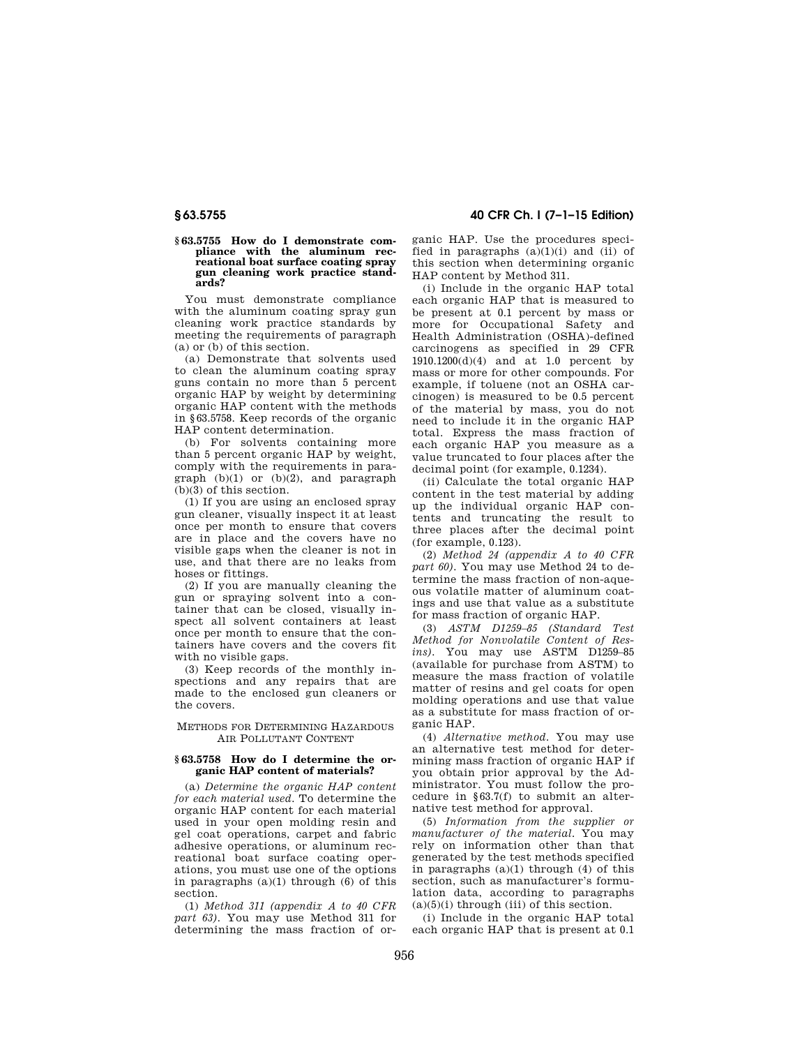### § 63.5755 How do I demonstrate compliance with the aluminum recreational boat surface coating spray gun cleaning work practice standards?

You must demonstrate compliance with the aluminum coating spray gun cleaning work practice standards by meeting the requirements of paragraph (a) or (b) of this section.

(a) Demonstrate that solvents used to clean the aluminum coating spray guns contain no more than 5 percent organic HAP by weight by determining organic HAP content with the methods in § 63.5758. Keep records of the organic HAP content determination.

(b) For solvents containing more than 5 percent organic HAP by weight, comply with the requirements in paragraph (b)(1) or (b)(2), and paragraph (b)(3) of this section.

(1) If you are using an enclosed spray gun cleaner, visually inspect it at least once per month to ensure that covers are in place and the covers have no visible gaps when the cleaner is not in use, and that there are no leaks from hoses or fittings.

(2) If you are manually cleaning the gun or spraying solvent into a container that can be closed, visually inspect all solvent containers at least once per month to ensure that the containers have covers and the covers fit with no visible gaps.

(3) Keep records of the monthly inspections and any repairs that are made to the enclosed gun cleaners or the covers.

## Methods for Determining Hazardous Air Pollutant Content

### § 63.5758 How do I determine the organic HAP content of materials?

(a) *Determine the organic HAP content for each material used.* To determine the organic HAP content for each material used in your open molding resin and gel coat operations, carpet and fabric adhesive operations, or aluminum recreational boat surface coating operations, you must use one of the options in paragraphs (a)(1) through (6) of this section.

(1) *Method 311 (appendix A to 40 CFR part 63).* You may use Method 311 for determining the mass fraction of organic HAP. Use the procedures specified in paragraphs (a)(1)(i) and (ii) of this section when determining organic HAP content by Method 311.

(i) Include in the organic HAP total each organic HAP that is measured to be present at 0.1 percent by mass or more for Occupational Safety and Health Administration (OSHA)-defined carcinogens as specified in 29 CFR 1910.1200(d)(4) and at 1.0 percent by mass or more for other compounds. For example, if toluene (not an OSHA carcinogen) is measured to be 0.5 percent of the material by mass, you do not need to include it in the organic HAP total. Express the mass fraction of each organic HAP you measure as a value truncated to four places after the decimal point (for example, 0.1234).

(ii) Calculate the total organic HAP content in the test material by adding up the individual organic HAP contents and truncating the result to three places after the decimal point (for example, 0.123).

(2) *Method 24 (appendix A to 40 CFR part 60).* You may use Method 24 to determine the mass fraction of non-aqueous volatile matter of aluminum coatings and use that value as a substitute for mass fraction of organic HAP.

(3) *ASTM D1259–85 (Standard Test Method for Nonvolatile Content of Resins).* You may use ASTM D1259–85 (available for purchase from ASTM) to measure the mass fraction of volatile matter of resins and gel coats for open molding operations and use that value as a substitute for mass fraction of organic HAP.

(4) *Alternative method.* You may use an alternative test method for determining mass fraction of organic HAP if you obtain prior approval by the Administrator. You must follow the procedure in § 63.7(f) to submit an alternative test method for approval.

(5) *Information from the supplier or manufacturer of the material.* You may rely on information other than that generated by the test methods specified in paragraphs (a)(1) through (4) of this section, such as manufacturer's formulation data, according to paragraphs (a)(5)(i) through (iii) of this section.

(i) Include in the organic HAP total each organic HAP that is present at 0.1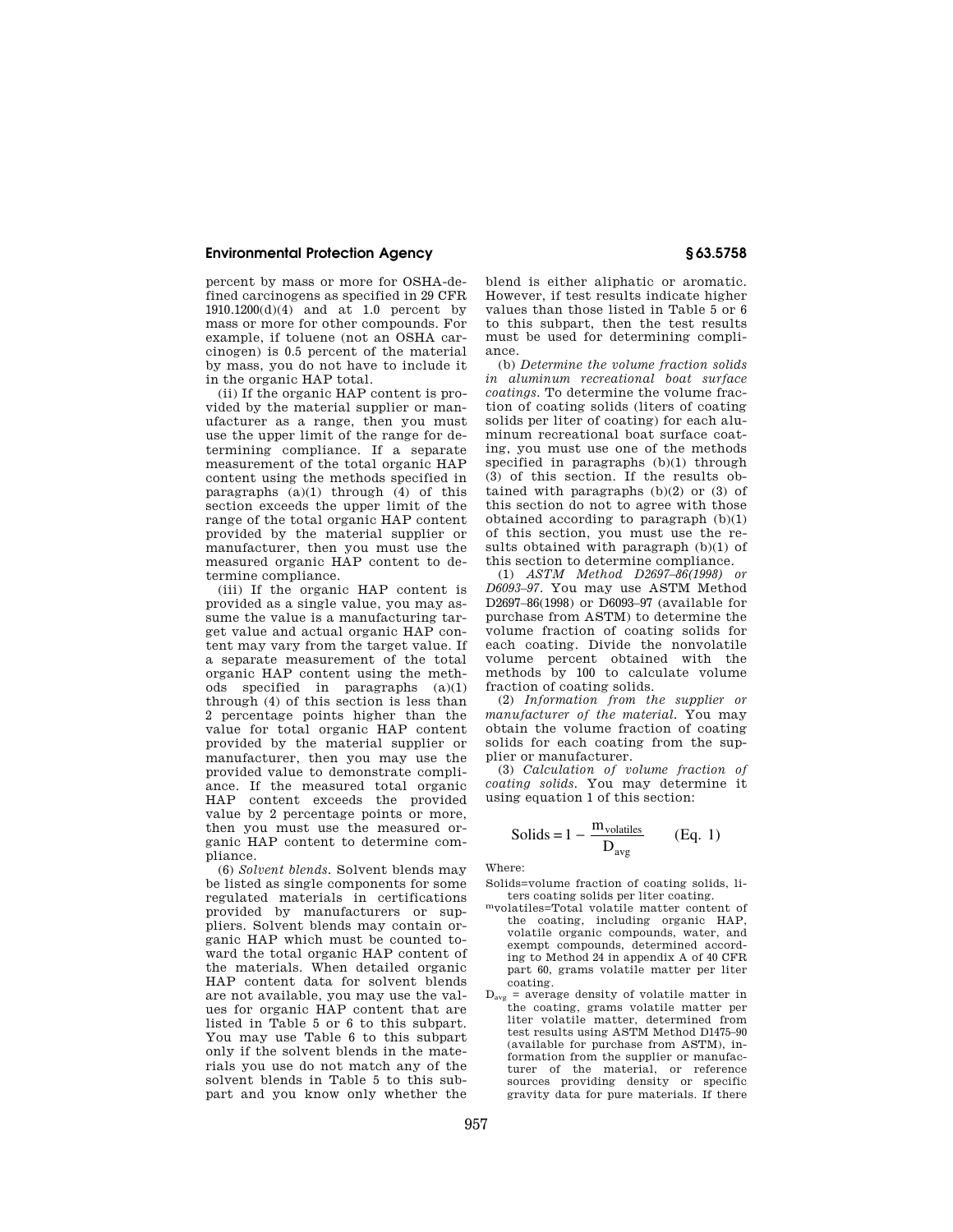percent by mass or more for OSHA-defined carcinogens as specified in 29 CFR 1910.1200(d)(4) and at 1.0 percent by mass or more for other compounds. For example, if toluene (not an OSHA carcinogen) is 0.5 percent of the material by mass, you do not have to include it in the organic HAP total.

(ii) If the organic HAP content is provided by the material supplier or manufacturer as a range, then you must use the upper limit of the range for determining compliance. If a separate measurement of the total organic HAP content using the methods specified in paragraphs (a)(1) through (4) of this section exceeds the upper limit of the range of the total organic HAP content provided by the material supplier or manufacturer, then you must use the measured organic HAP content to determine compliance.

(iii) If the organic HAP content is provided as a single value, you may assume the value is a manufacturing target value and actual organic HAP content may vary from the target value. If a separate measurement of the total organic HAP content using the methods specified in paragraphs (a)(1) through (4) of this section is less than 2 percentage points higher than the value for total organic HAP content provided by the material supplier or manufacturer, then you may use the provided value to demonstrate compliance. If the measured total organic HAP content exceeds the provided value by 2 percentage points or more, then you must use the measured organic HAP content to determine compliance.

(6) *Solvent blends.* Solvent blends may be listed as single components for some regulated materials in certifications provided by manufacturers or suppliers. Solvent blends may contain organic HAP which must be counted toward the total organic HAP content of the materials. When detailed organic HAP content data for solvent blends are not available, you may use the values for organic HAP content that are listed in Table 5 or 6 to this subpart. You may use Table 6 to this subpart only if the solvent blends in the materials you use do not match any of the solvent blends in Table 5 to this subpart and you know only whether the blend is either aliphatic or aromatic. However, if test results indicate higher values than those listed in Table 5 or 6 to this subpart, then the test results must be used for determining compliance.

(b) *Determine the volume fraction solids in aluminum recreational boat surface coatings.* To determine the volume fraction of coating solids (liters of coating solids per liter of coating) for each aluminum recreational boat surface coating, you must use one of the methods specified in paragraphs (b)(1) through (3) of this section. If the results obtained with paragraphs (b)(2) or (3) of this section do not to agree with those obtained according to paragraph (b)(1) of this section, you must use the results obtained with paragraph (b)(1) of this section to determine compliance.

(1) *ASTM Method D2697–86(1998) or D6093–97.* You may use ASTM Method D2697–86(1998) or D6093–97 (available for purchase from ASTM) to determine the volume fraction of coating solids for each coating. Divide the nonvolatile volume percent obtained with the methods by 100 to calculate volume fraction of coating solids.

(2) *Information from the supplier or manufacturer of the material.* You may obtain the volume fraction of coating solids for each coating from the supplier or manufacturer.

(3) *Calculation of volume fraction of coating solids.* You may determine it using equation 1 of this section:

$$\text{Solids} = 1 - \frac{m_{\text{volatiles}}}{D_{\text{avg}}} \qquad \text{(Eq. 1)}$$

Where:

Solids=volume fraction of coating solids, liters coating solids per liter coating.

$m_{\text{volatiles}}$=Total volatile matter content of the coating, including organic HAP, volatile organic compounds, water, and exempt compounds, determined according to Method 24 in appendix A of 40 CFR part 60, grams volatile matter per liter coating.

$D_{\text{avg}}$ = average density of volatile matter in the coating, grams volatile matter per liter volatile matter, determined from test results using ASTM Method D1475–90 (available for purchase from ASTM), information from the supplier or manufacturer of the material, or reference sources providing density or specific gravity data for pure materials. If there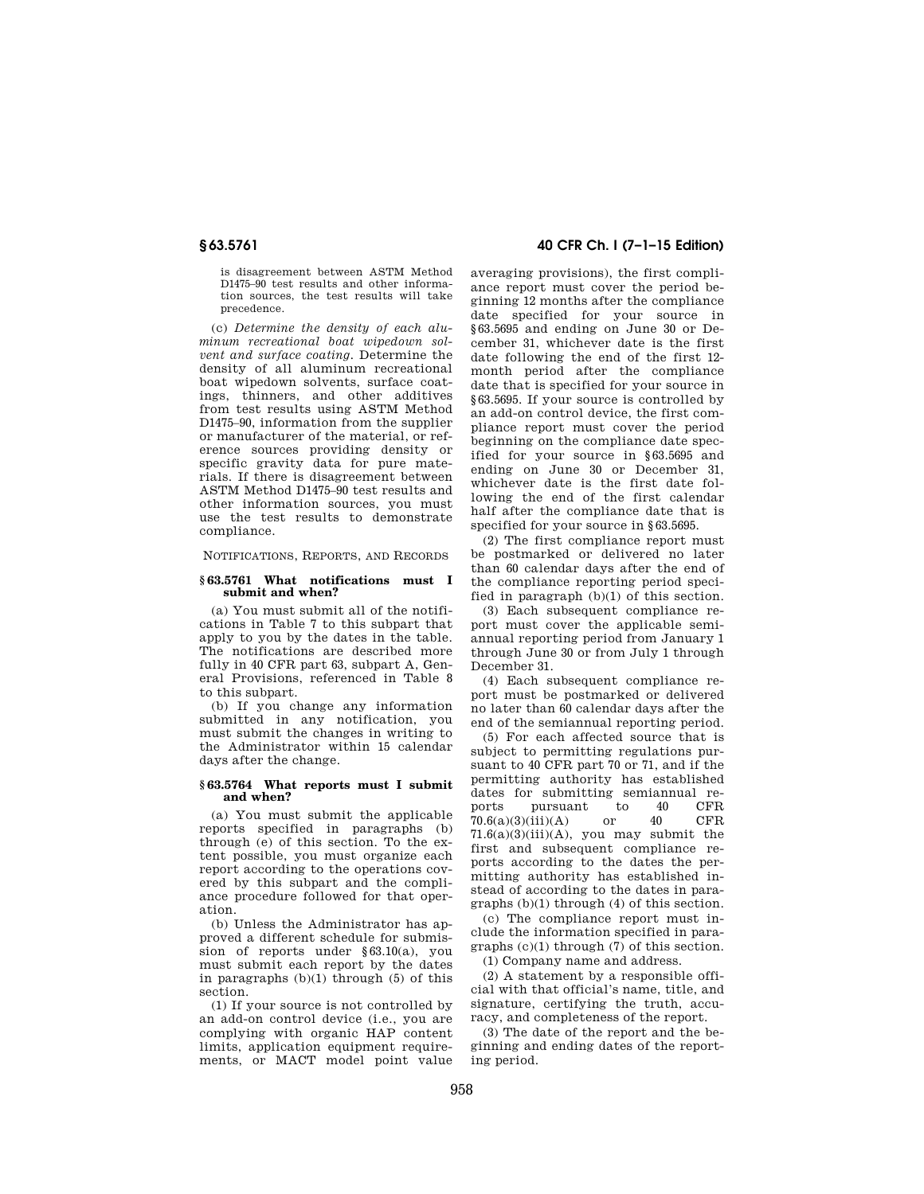is disagreement between ASTM Method D1475–90 test results and other information sources, the test results will take precedence.

(c) *Determine the density of each aluminum recreational boat wipedown solvent and surface coating.* Determine the density of all aluminum recreational boat wipedown solvents, surface coatings, thinners, and other additives from test results using ASTM Method D1475–90, information from the supplier or manufacturer of the material, or reference sources providing density or specific gravity data for pure materials. If there is disagreement between ASTM Method D1475–90 test results and other information sources, you must use the test results to demonstrate compliance.

NOTIFICATIONS, REPORTS, AND RECORDS

### § 63.5761 What notifications must I submit and when?

(a) You must submit all of the notifications in Table 7 to this subpart that apply to you by the dates in the table. The notifications are described more fully in 40 CFR part 63, subpart A, General Provisions, referenced in Table 8 to this subpart.

(b) If you change any information submitted in any notification, you must submit the changes in writing to the Administrator within 15 calendar days after the change.

### § 63.5764 What reports must I submit and when?

(a) You must submit the applicable reports specified in paragraphs (b) through (e) of this section. To the extent possible, you must organize each report according to the operations covered by this subpart and the compliance procedure followed for that operation.

(b) Unless the Administrator has approved a different schedule for submission of reports under §63.10(a), you must submit each report by the dates in paragraphs (b)(1) through (5) of this section.

(1) If your source is not controlled by an add-on control device (i.e., you are complying with organic HAP content limits, application equipment requirements, or MACT model point value averaging provisions), the first compliance report must cover the period beginning 12 months after the compliance date specified for your source in §63.5695 and ending on June 30 or December 31, whichever date is the first date following the end of the first 12-month period after the compliance date that is specified for your source in §63.5695. If your source is controlled by an add-on control device, the first compliance report must cover the period beginning on the compliance date specified for your source in §63.5695 and ending on June 30 or December 31, whichever date is the first date following the end of the first calendar half after the compliance date that is specified for your source in §63.5695.

(2) The first compliance report must be postmarked or delivered no later than 60 calendar days after the end of the compliance reporting period specified in paragraph (b)(1) of this section.

(3) Each subsequent compliance report must cover the applicable semiannual reporting period from January 1 through June 30 or from July 1 through December 31.

(4) Each subsequent compliance report must be postmarked or delivered no later than 60 calendar days after the end of the semiannual reporting period.

(5) For each affected source that is subject to permitting regulations pursuant to 40 CFR part 70 or 71, and if the permitting authority has established dates for submitting semiannual reports pursuant to 40 CFR 70.6(a)(3)(iii)(A) or 40 CFR 71.6(a)(3)(iii)(A), you may submit the first and subsequent compliance reports according to the dates the permitting authority has established instead of according to the dates in paragraphs (b)(1) through (4) of this section.

(c) The compliance report must include the information specified in paragraphs (c)(1) through (7) of this section.

(1) Company name and address.

(2) A statement by a responsible official with that official's name, title, and signature, certifying the truth, accuracy, and completeness of the report.

(3) The date of the report and the beginning and ending dates of the reporting period.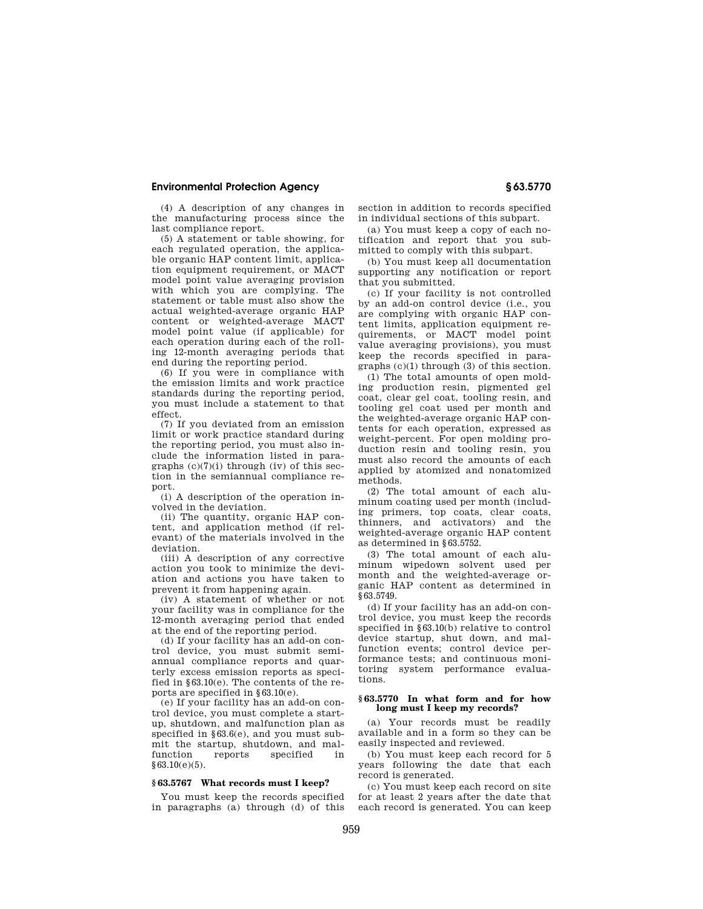(4) A description of any changes in the manufacturing process since the last compliance report.

(5) A statement or table showing, for each regulated operation, the applicable organic HAP content limit, application equipment requirement, or MACT model point value averaging provision with which you are complying. The statement or table must also show the actual weighted-average organic HAP content or weighted-average MACT model point value (if applicable) for each operation during each of the rolling 12-month averaging periods that end during the reporting period.

(6) If you were in compliance with the emission limits and work practice standards during the reporting period, you must include a statement to that effect.

(7) If you deviated from an emission limit or work practice standard during the reporting period, you must also include the information listed in paragraphs (c)(7)(i) through (iv) of this section in the semiannual compliance report.

(i) A description of the operation involved in the deviation.

(ii) The quantity, organic HAP content, and application method (if relevant) of the materials involved in the deviation.

(iii) A description of any corrective action you took to minimize the deviation and actions you have taken to prevent it from happening again.

(iv) A statement of whether or not your facility was in compliance for the 12-month averaging period that ended at the end of the reporting period.

(d) If your facility has an add-on control device, you must submit semiannual compliance reports and quarterly excess emission reports as specified in §63.10(e). The contents of the reports are specified in §63.10(e).

(e) If your facility has an add-on control device, you must complete a startup, shutdown, and malfunction plan as specified in §63.6(e), and you must submit the startup, shutdown, and malfunction reports specified in §63.10(e)(5).

### § 63.5767 What records must I keep?

You must keep the records specified in paragraphs (a) through (d) of this section in addition to records specified in individual sections of this subpart.

(a) You must keep a copy of each notification and report that you submitted to comply with this subpart.

(b) You must keep all documentation supporting any notification or report that you submitted.

(c) If your facility is not controlled by an add-on control device (i.e., you are complying with organic HAP content limits, application equipment requirements, or MACT model point value averaging provisions), you must keep the records specified in paragraphs (c)(1) through (3) of this section.

(1) The total amounts of open molding production resin, pigmented gel coat, clear gel coat, tooling resin, and tooling gel coat used per month and the weighted-average organic HAP contents for each operation, expressed as weight-percent. For open molding production resin and tooling resin, you must also record the amounts of each applied by atomized and nonatomized methods.

(2) The total amount of each aluminum coating used per month (including primers, top coats, clear coats, thinners, and activators) and the weighted-average organic HAP content as determined in §63.5752.

(3) The total amount of each aluminum wipedown solvent used per month and the weighted-average organic HAP content as determined in §63.5749.

(d) If your facility has an add-on control device, you must keep the records specified in §63.10(b) relative to control device startup, shut down, and malfunction events; control device performance tests; and continuous monitoring system performance evaluations.

### § 63.5770 In what form and for how long must I keep my records?

(a) Your records must be readily available and in a form so they can be easily inspected and reviewed.

(b) You must keep each record for 5 years following the date that each record is generated.

(c) You must keep each record on site for at least 2 years after the date that each record is generated. You can keep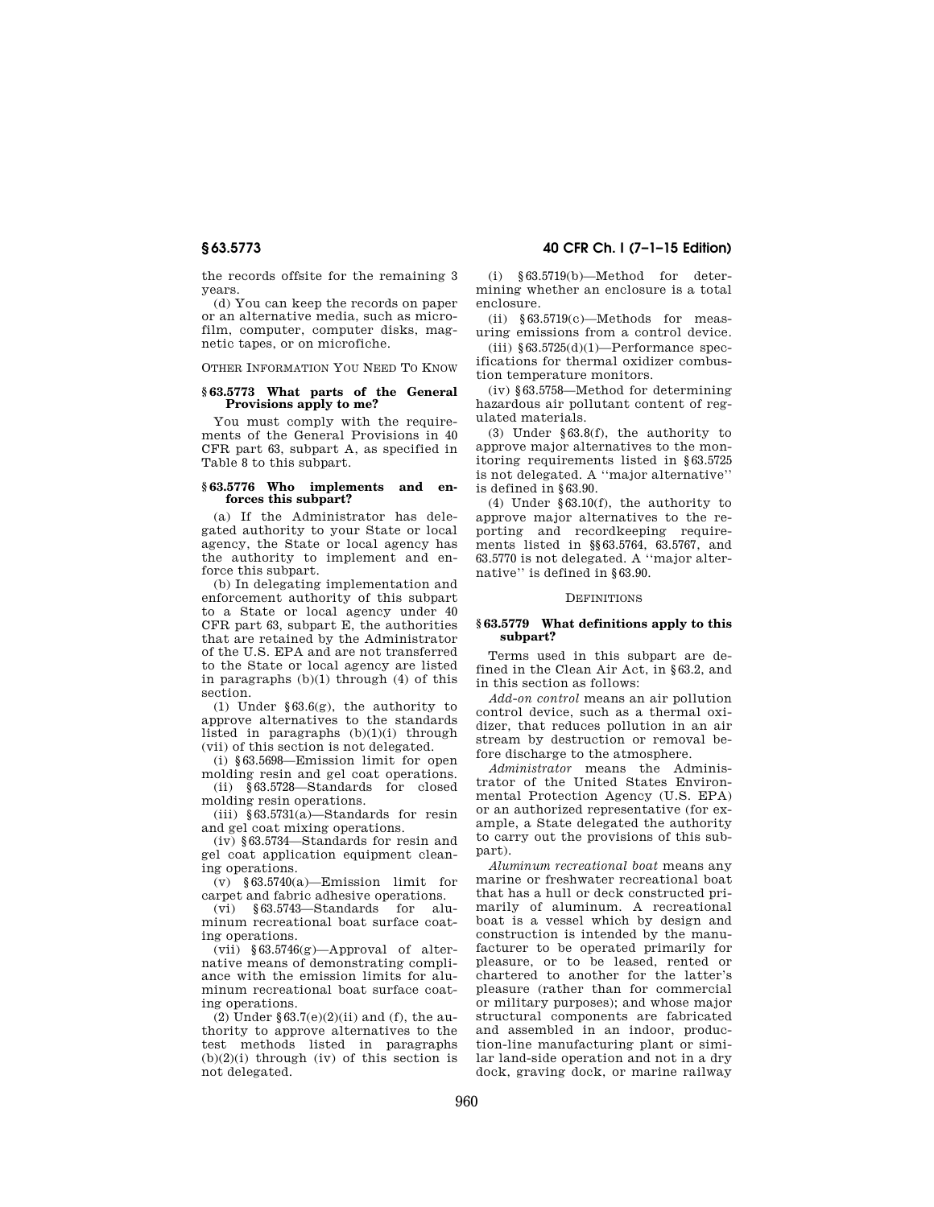the records offsite for the remaining 3 years.

(d) You can keep the records on paper or an alternative media, such as microfilm, computer, computer disks, magnetic tapes, or on microfiche.

OTHER INFORMATION YOU NEED TO KNOW

### § 63.5773 What parts of the General Provisions apply to me?

You must comply with the requirements of the General Provisions in 40 CFR part 63, subpart A, as specified in Table 8 to this subpart.

### § 63.5776 Who implements and enforces this subpart?

(a) If the Administrator has delegated authority to your State or local agency, the State or local agency has the authority to implement and enforce this subpart.

(b) In delegating implementation and enforcement authority of this subpart to a State or local agency under 40 CFR part 63, subpart E, the authorities that are retained by the Administrator of the U.S. EPA and are not transferred to the State or local agency are listed in paragraphs (b)(1) through (4) of this section.

(1) Under §63.6(g), the authority to approve alternatives to the standards listed in paragraphs (b)(1)(i) through (vii) of this section is not delegated.

(i) §63.5698—Emission limit for open molding resin and gel coat operations.

(ii) §63.5728—Standards for closed molding resin operations.

(iii) §63.5731(a)—Standards for resin and gel coat mixing operations.

(iv) §63.5734—Standards for resin and gel coat application equipment cleaning operations.

(v) §63.5740(a)—Emission limit for carpet and fabric adhesive operations.

(vi) §63.5743—Standards for aluminum recreational boat surface coating operations.

(vii) §63.5746(g)—Approval of alternative means of demonstrating compliance with the emission limits for aluminum recreational boat surface coating operations.

(2) Under §63.7(e)(2)(ii) and (f), the authority to approve alternatives to the test methods listed in paragraphs (b)(2)(i) through (iv) of this section is not delegated.

(i) §63.5719(b)—Method for determining whether an enclosure is a total enclosure.

(ii) §63.5719(c)—Methods for measuring emissions from a control device.

(iii) §63.5725(d)(1)—Performance specifications for thermal oxidizer combustion temperature monitors.

(iv) §63.5758—Method for determining hazardous air pollutant content of regulated materials.

(3) Under §63.8(f), the authority to approve major alternatives to the monitoring requirements listed in §63.5725 is not delegated. A "major alternative" is defined in §63.90.

(4) Under §63.10(f), the authority to approve major alternatives to the reporting and recordkeeping requirements listed in §§63.5764, 63.5767, and 63.5770 is not delegated. A "major alternative" is defined in §63.90.

DEFINITIONS

### § 63.5779 What definitions apply to this subpart?

Terms used in this subpart are defined in the Clean Air Act, in §63.2, and in this section as follows:

*Add-on control* means an air pollution control device, such as a thermal oxidizer, that reduces pollution in an air stream by destruction or removal before discharge to the atmosphere.

*Administrator* means the Administrator of the United States Environmental Protection Agency (U.S. EPA) or an authorized representative (for example, a State delegated the authority to carry out the provisions of this subpart).

*Aluminum recreational boat* means any marine or freshwater recreational boat that has a hull or deck constructed primarily of aluminum. A recreational boat is a vessel which by design and construction is intended by the manufacturer to be operated primarily for pleasure, or to be leased, rented or chartered to another for the latter's pleasure (rather than for commercial or military purposes); and whose major structural components are fabricated and assembled in an indoor, production-line manufacturing plant or similar land-side operation and not in a dry dock, graving dock, or marine railway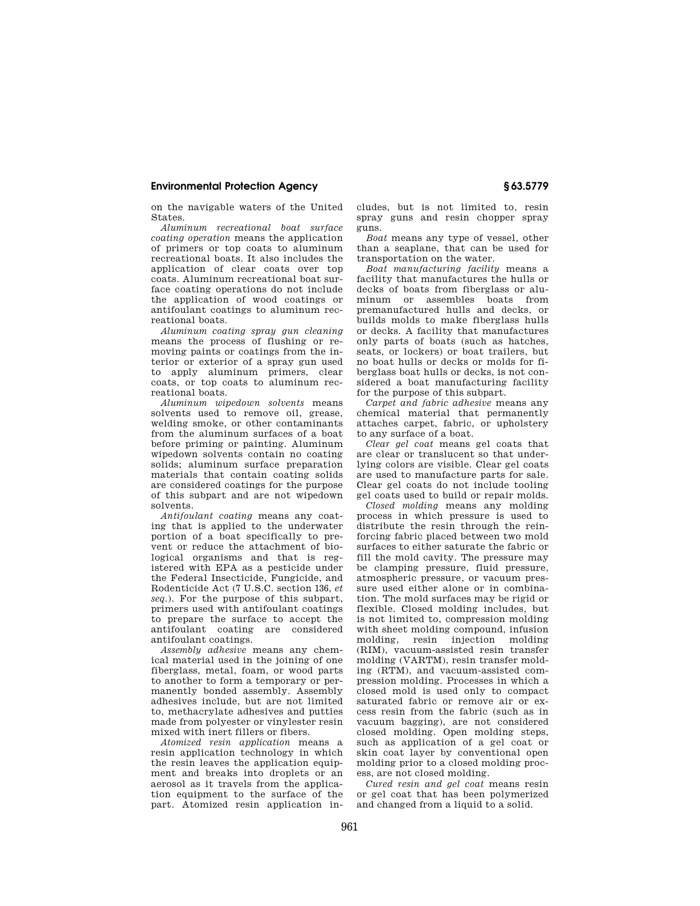on the navigable waters of the United States.

*Aluminum recreational boat surface coating operation* means the application of primers or top coats to aluminum recreational boats. It also includes the application of clear coats over top coats. Aluminum recreational boat surface coating operations do not include the application of wood coatings or antifoulant coatings to aluminum recreational boats.

*Aluminum coating spray gun cleaning* means the process of flushing or removing paints or coatings from the interior or exterior of a spray gun used to apply aluminum primers, clear coats, or top coats to aluminum recreational boats.

*Aluminum wipedown solvents* means solvents used to remove oil, grease, welding smoke, or other contaminants from the aluminum surfaces of a boat before priming or painting. Aluminum wipedown solvents contain no coating solids; aluminum surface preparation materials that contain coating solids are considered coatings for the purpose of this subpart and are not wipedown solvents.

*Antifoulant coating* means any coating that is applied to the underwater portion of a boat specifically to prevent or reduce the attachment of biological organisms and that is registered with EPA as a pesticide under the Federal Insecticide, Fungicide, and Rodenticide Act (7 U.S.C. section 136, *et seq.*). For the purpose of this subpart, primers used with antifoulant coatings to prepare the surface to accept the antifoulant coating are considered antifoulant coatings.

*Assembly adhesive* means any chemical material used in the joining of one fiberglass, metal, foam, or wood parts to another to form a temporary or permanently bonded assembly. Assembly adhesives include, but are not limited to, methacrylate adhesives and putties made from polyester or vinylester resin mixed with inert fillers or fibers.

*Atomized resin application* means a resin application technology in which the resin leaves the application equipment and breaks into droplets or an aerosol as it travels from the application equipment to the surface of the part. Atomized resin application includes, but is not limited to, resin spray guns and resin chopper spray guns.

*Boat* means any type of vessel, other than a seaplane, that can be used for transportation on the water.

*Boat manufacturing facility* means a facility that manufactures the hulls or decks of boats from fiberglass or aluminum or assembles boats from premanufactured hulls and decks, or builds molds to make fiberglass hulls or decks. A facility that manufactures only parts of boats (such as hatches, seats, or lockers) or boat trailers, but no boat hulls or decks or molds for fiberglass boat hulls or decks, is not considered a boat manufacturing facility for the purpose of this subpart.

*Carpet and fabric adhesive* means any chemical material that permanently attaches carpet, fabric, or upholstery to any surface of a boat.

*Clear gel coat* means gel coats that are clear or translucent so that underlying colors are visible. Clear gel coats are used to manufacture parts for sale. Clear gel coats do not include tooling gel coats used to build or repair molds.

*Closed molding* means any molding process in which pressure is used to distribute the resin through the reinforcing fabric placed between two mold surfaces to either saturate the fabric or fill the mold cavity. The pressure may be clamping pressure, fluid pressure, atmospheric pressure, or vacuum pressure used either alone or in combination. The mold surfaces may be rigid or flexible. Closed molding includes, but is not limited to, compression molding with sheet molding compound, infusion molding, resin injection molding (RIM), vacuum-assisted resin transfer molding (VARTM), resin transfer molding (RTM), and vacuum-assisted compression molding. Processes in which a closed mold is used only to compact saturated fabric or remove air or excess resin from the fabric (such as in vacuum bagging), are not considered closed molding. Open molding steps, such as application of a gel coat or skin coat layer by conventional open molding prior to a closed molding process, are not closed molding.

*Cured resin and gel coat* means resin or gel coat that has been polymerized and changed from a liquid to a solid.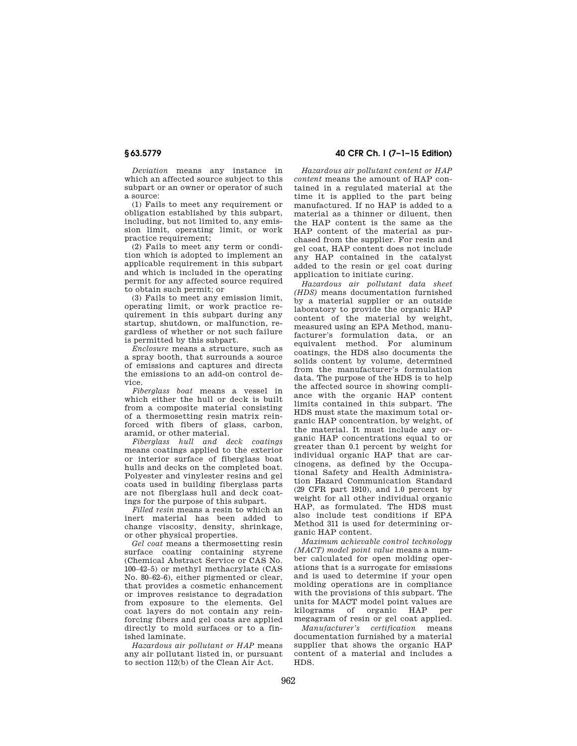*Deviation* means any instance in which an affected source subject to this subpart or an owner or operator of such a source:

(1) Fails to meet any requirement or obligation established by this subpart, including, but not limited to, any emission limit, operating limit, or work practice requirement;

(2) Fails to meet any term or condition which is adopted to implement an applicable requirement in this subpart and which is included in the operating permit for any affected source required to obtain such permit; or

(3) Fails to meet any emission limit, operating limit, or work practice requirement in this subpart during any startup, shutdown, or malfunction, regardless of whether or not such failure is permitted by this subpart.

*Enclosure* means a structure, such as a spray booth, that surrounds a source of emissions and captures and directs the emissions to an add-on control device.

*Fiberglass boat* means a vessel in which either the hull or deck is built from a composite material consisting of a thermosetting resin matrix reinforced with fibers of glass, carbon, aramid, or other material.

*Fiberglass hull and deck coatings* means coatings applied to the exterior or interior surface of fiberglass boat hulls and decks on the completed boat. Polyester and vinylester resins and gel coats used in building fiberglass parts are not fiberglass hull and deck coatings for the purpose of this subpart.

*Filled resin* means a resin to which an inert material has been added to change viscosity, density, shrinkage, or other physical properties.

*Gel coat* means a thermosetting resin surface coating containing styrene (Chemical Abstract Service or CAS No. 100–42–5) or methyl methacrylate (CAS No. 80–62–6), either pigmented or clear, that provides a cosmetic enhancement or improves resistance to degradation from exposure to the elements. Gel coat layers do not contain any reinforcing fibers and gel coats are applied directly to mold surfaces or to a finished laminate.

*Hazardous air pollutant or HAP* means any air pollutant listed in, or pursuant to section 112(b) of the Clean Air Act.

*Hazardous air pollutant content or HAP content* means the amount of HAP contained in a regulated material at the time it is applied to the part being manufactured. If no HAP is added to a material as a thinner or diluent, then the HAP content is the same as the HAP content of the material as purchased from the supplier. For resin and gel coat, HAP content does not include any HAP contained in the catalyst added to the resin or gel coat during application to initiate curing.

*Hazardous air pollutant data sheet (HDS)* means documentation furnished by a material supplier or an outside laboratory to provide the organic HAP content of the material by weight, measured using an EPA Method, manufacturer's formulation data, or an equivalent method. For aluminum coatings, the HDS also documents the solids content by volume, determined from the manufacturer's formulation data. The purpose of the HDS is to help the affected source in showing compliance with the organic HAP content limits contained in this subpart. The HDS must state the maximum total organic HAP concentration, by weight, of the material. It must include any organic HAP concentrations equal to or greater than 0.1 percent by weight for individual organic HAP that are carcinogens, as defined by the Occupational Safety and Health Administration Hazard Communication Standard (29 CFR part 1910), and 1.0 percent by weight for all other individual organic HAP, as formulated. The HDS must also include test conditions if EPA Method 311 is used for determining organic HAP content.

*Maximum achievable control technology (MACT) model point value* means a number calculated for open molding operations that is a surrogate for emissions and is used to determine if your open molding operations are in compliance with the provisions of this subpart. The units for MACT model point values are kilograms of organic HAP per megagram of resin or gel coat applied.

*Manufacturer's certification* means documentation furnished by a material supplier that shows the organic HAP content of a material and includes a HDS.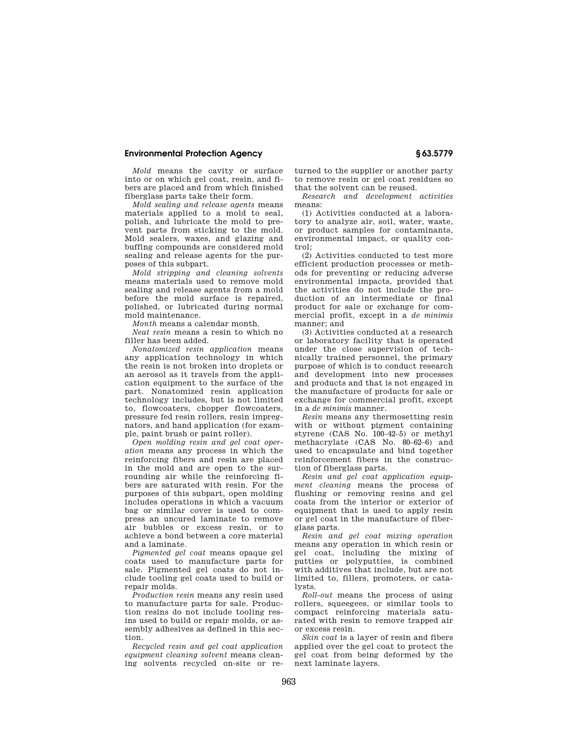*Mold* means the cavity or surface into or on which gel coat, resin, and fibers are placed and from which finished fiberglass parts take their form.

*Mold sealing and release agents* means materials applied to a mold to seal, polish, and lubricate the mold to prevent parts from sticking to the mold. Mold sealers, waxes, and glazing and buffing compounds are considered mold sealing and release agents for the purposes of this subpart.

*Mold stripping and cleaning solvents* means materials used to remove mold sealing and release agents from a mold before the mold surface is repaired, polished, or lubricated during normal mold maintenance.

*Month* means a calendar month.

*Neat resin* means a resin to which no filler has been added.

*Nonatomized resin application* means any application technology in which the resin is not broken into droplets or an aerosol as it travels from the application equipment to the surface of the part. Nonatomized resin application technology includes, but is not limited to, flowcoaters, chopper flowcoaters, pressure fed resin rollers, resin impregnators, and hand application (for example, paint brush or paint roller).

*Open molding resin and gel coat operation* means any process in which the reinforcing fibers and resin are placed in the mold and are open to the surrounding air while the reinforcing fibers are saturated with resin. For the purposes of this subpart, open molding includes operations in which a vacuum bag or similar cover is used to compress an uncured laminate to remove air bubbles or excess resin, or to achieve a bond between a core material and a laminate.

*Pigmented gel coat* means opaque gel coats used to manufacture parts for sale. Pigmented gel coats do not include tooling gel coats used to build or repair molds.

*Production resin* means any resin used to manufacture parts for sale. Production resins do not include tooling resins used to build or repair molds, or assembly adhesives as defined in this section.

*Recycled resin and gel coat application equipment cleaning solvent* means cleaning solvents recycled on-site or returned to the supplier or another party to remove resin or gel coat residues so that the solvent can be reused.

*Research and development activities* means:

(1) Activities conducted at a laboratory to analyze air, soil, water, waste, or product samples for contaminants, environmental impact, or quality control;

(2) Activities conducted to test more efficient production processes or methods for preventing or reducing adverse environmental impacts, provided that the activities do not include the production of an intermediate or final product for sale or exchange for commercial profit, except in a *de minimis* manner; and

(3) Activities conducted at a research or laboratory facility that is operated under the close supervision of technically trained personnel, the primary purpose of which is to conduct research and development into new processes and products and that is not engaged in the manufacture of products for sale or exchange for commercial profit, except in a *de minimis* manner.

*Resin* means any thermosetting resin with or without pigment containing styrene (CAS No. 100–42–5) or methyl methacrylate (CAS No. 80–62–6) and used to encapsulate and bind together reinforcement fibers in the construction of fiberglass parts.

*Resin and gel coat application equipment cleaning* means the process of flushing or removing resins and gel coats from the interior or exterior of equipment that is used to apply resin or gel coat in the manufacture of fiberglass parts.

*Resin and gel coat mixing operation* means any operation in which resin or gel coat, including the mixing of putties or polyputties, is combined with additives that include, but are not limited to, fillers, promoters, or catalysts.

*Roll-out* means the process of using rollers, squeegees, or similar tools to compact reinforcing materials saturated with resin to remove trapped air or excess resin.

*Skin coat* is a layer of resin and fibers applied over the gel coat to protect the gel coat from being deformed by the next laminate layers.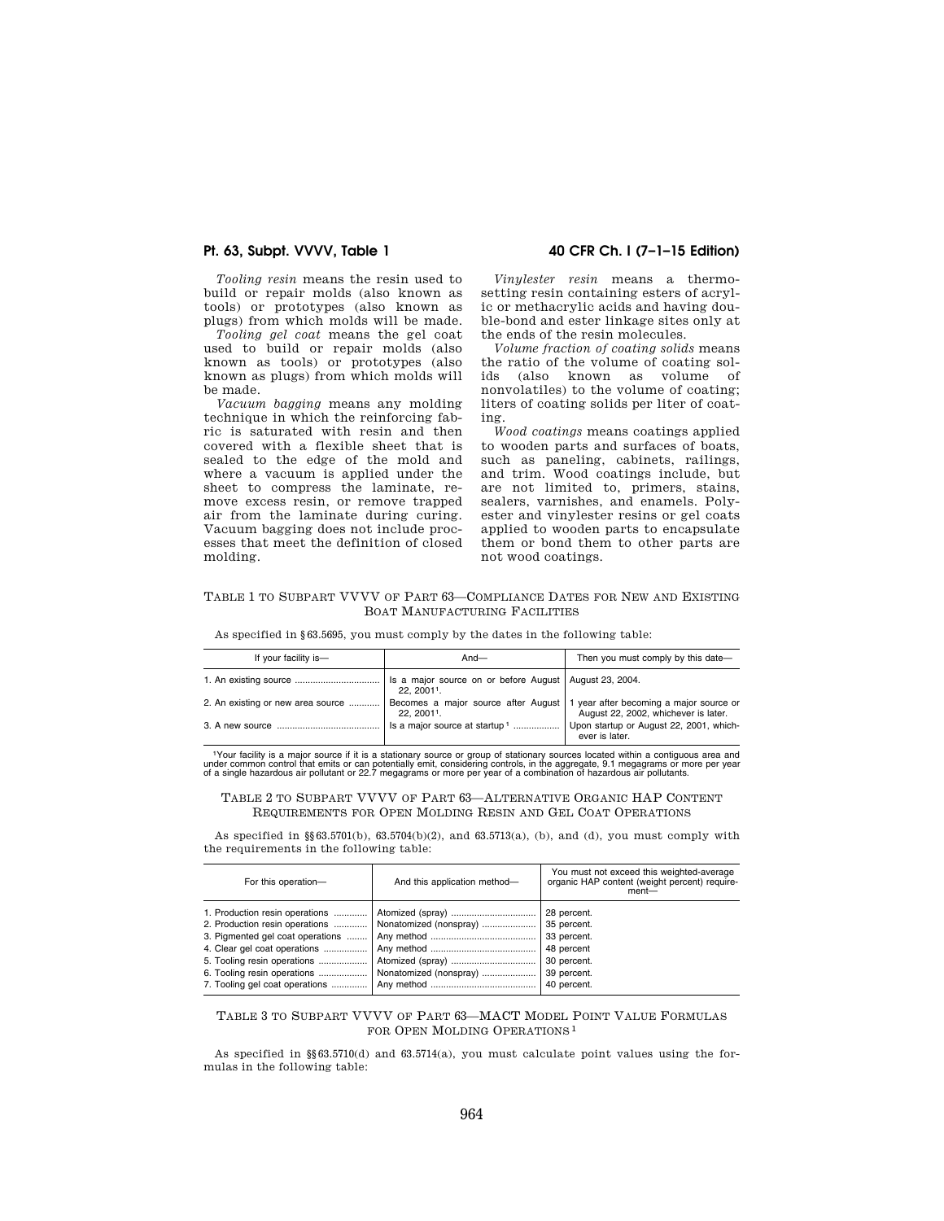*Tooling resin* means the resin used to build or repair molds (also known as tools) or prototypes (also known as plugs) from which molds will be made.

*Tooling gel coat* means the gel coat used to build or repair molds (also known as tools) or prototypes (also known as plugs) from which molds will be made.

*Vacuum bagging* means any molding technique in which the reinforcing fabric is saturated with resin and then covered with a flexible sheet that is sealed to the edge of the mold and where a vacuum is applied under the sheet to compress the laminate, remove excess resin, or remove trapped air from the laminate during curing. Vacuum bagging does not include processes that meet the definition of closed molding.

*Vinylester resin* means a thermosetting resin containing esters of acrylic or methacrylic acids and having double-bond and ester linkage sites only at the ends of the resin molecules.

*Volume fraction of coating solids* means the ratio of the volume of coating solids (also known as volume of nonvolatiles) to the volume of coating; liters of coating solids per liter of coating.

*Wood coatings* means coatings applied to wooden parts and surfaces of boats, such as paneling, cabinets, railings, and trim. Wood coatings include, but are not limited to, primers, stains, sealers, varnishes, and enamels. Polyester and vinylester resins or gel coats applied to wooden parts to encapsulate them or bond them to other parts are not wood coatings.

## TABLE 1 TO SUBPART VVVV OF PART 63—COMPLIANCE DATES FOR NEW AND EXISTING BOAT MANUFACTURING FACILITIES

As specified in §63.5695, you must comply by the dates in the following table:

| If your facility is— | And— | Then you must comply by this date— |
|---|---|---|
| 1. An existing source | Is a major source on or before August 22, 2001[1]. | August 23, 2004. |
| 2. An existing or new area source | Becomes a major source after August 22, 2001[1]. | 1 year after becoming a major source or August 22, 2002, whichever is later. |
| 3. A new source | Is a major source at startup [1] | Upon startup or August 22, 2001, whichever is later. |

[1]Your facility is a major source if it is a stationary source or group of stationary sources located within a contiguous area and under common control that emits or can potentially emit, considering controls, in the aggregate, 9.1 megagrams or more per year of a single hazardous air pollutant or 22.7 megagrams or more per year of a combination of hazardous air pollutants.

## TABLE 2 TO SUBPART VVVV OF PART 63—ALTERNATIVE ORGANIC HAP CONTENT REQUIREMENTS FOR OPEN MOLDING RESIN AND GEL COAT OPERATIONS

As specified in §§63.5701(b), 63.5704(b)(2), and 63.5713(a), (b), and (d), you must comply with the requirements in the following table:

| For this operation— | And this application method— | You must not exceed this weighted-average organic HAP content (weight percent) requirement— |
|---|---|---|
| 1. Production resin operations | Atomized (spray) | 28 percent. |
| 2. Production resin operations | Nonatomized (nonspray) | 35 percent. |
| 3. Pigmented gel coat operations | Any method | 33 percent. |
| 4. Clear gel coat operations | Any method | 48 percent |
| 5. Tooling resin operations | Atomized (spray) | 30 percent. |
| 6. Tooling resin operations | Nonatomized (nonspray) | 39 percent. |
| 7. Tooling gel coat operations | Any method | 40 percent. |

## TABLE 3 TO SUBPART VVVV OF PART 63—MACT MODEL POINT VALUE FORMULAS FOR OPEN MOLDING OPERATIONS [1]

As specified in §§63.5710(d) and 63.5714(a), you must calculate point values using the formulas in the following table: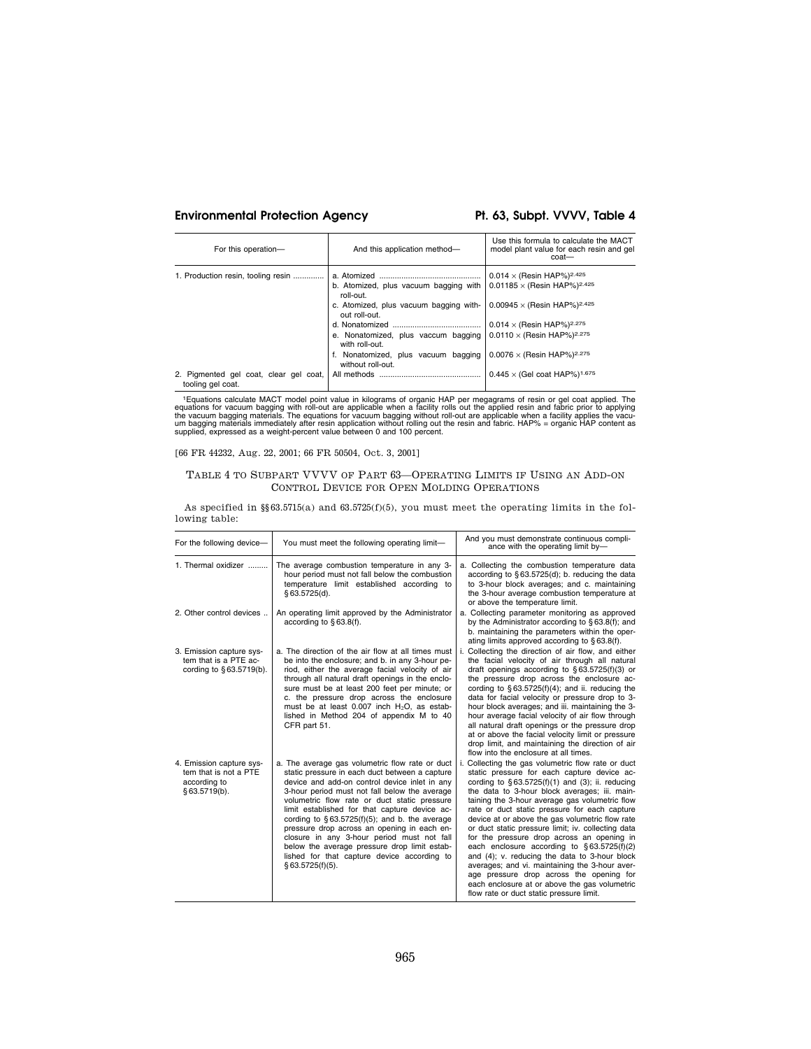| For this operation— | And this application method— | Use this formula to calculate the MACT model plant value for each resin and gel coat— |
|---|---|---|
| 1. Production resin, tooling resin | a. Atomized | $0.014 \times (\text{Resin HAP\%})^{2.425}$ |
| | b. Atomized, plus vacuum bagging with roll-out. | $0.01185 \times (\text{Resin HAP\%})^{2.425}$ |
| | c. Atomized, plus vacuum bagging without roll-out. | $0.00945 \times (\text{Resin HAP\%})^{2.425}$ |
| | d. Nonatomized | $0.014 \times (\text{Resin HAP\%})^{2.275}$ |
| | e. Nonatomized, plus vaccum bagging with roll-out. | $0.0110 \times (\text{Resin HAP\%})^{2.275}$ |
| | f. Nonatomized, plus vacuum bagging without roll-out. | $0.0076 \times (\text{Resin HAP\%})^{2.275}$ |
| 2. Pigmented gel coat, clear gel coat, tooling gel coat. | All methods | $0.445 \times (\text{Gel coat HAP\%})^{1.675}$ |

[1]Equations calculate MACT model point value in kilograms of organic HAP per megagrams of resin or gel coat applied. The equations for vacuum bagging with roll-out are applicable when a facility rolls out the applied resin and fabric prior to applying the vacuum bagging materials. The equations for vacuum bagging without roll-out are applicable when a facility applies the vacuum bagging materials immediately after resin application without rolling out the resin and fabric. HAP% = organic HAP content as supplied, expressed as a weight-percent value between 0 and 100 percent.

[66 FR 44232, Aug. 22, 2001; 66 FR 50504, Oct. 3, 2001]

## TABLE 4 TO SUBPART VVVV OF PART 63—OPERATING LIMITS IF USING AN ADD-ON CONTROL DEVICE FOR OPEN MOLDING OPERATIONS

As specified in §§ 63.5715(a) and 63.5725(f)(5), you must meet the operating limits in the following table:

| For the following device— | You must meet the following operating limit— | And you must demonstrate continuous compliance with the operating limit by— |
|---|---|---|
| 1. Thermal oxidizer | The average combustion temperature in any 3-hour period must not fall below the combustion temperature limit established according to § 63.5725(d). | a. Collecting the combustion temperature data according to § 63.5725(d); b. reducing the data to 3-hour block averages; and c. maintaining the 3-hour average combustion temperature at or above the temperature limit. |
| 2. Other control devices | An operating limit approved by the Administrator according to § 63.8(f). | a. Collecting parameter monitoring as approved by the Administrator according to § 63.8(f); and b. maintaining the parameters within the operating limits approved according to § 63.8(f). |
| 3. Emission capture system that is a PTE according to § 63.5719(b). | a. The direction of the air flow at all times must be into the enclosure; and b. in any 3-hour period, either the average facial velocity of air through all natural draft openings in the enclosure must be at least 200 feet per minute; or c. the pressure drop across the enclosure must be at least 0.007 inch $H_2O$, as established in Method 204 of appendix M to 40 CFR part 51. | i. Collecting the direction of air flow, and either the facial velocity of air through all natural draft openings according to § 63.5725(f)(3) or the pressure drop across the enclosure according to § 63.5725(f)(4); and ii. reducing the data for facial velocity or pressure drop to 3-hour block averages; and iii. maintaining the 3-hour average facial velocity of air flow through all natural draft openings or the pressure drop at or above the facial velocity limit or pressure drop limit, and maintaining the direction of air flow into the enclosure at all times. |
| 4. Emission capture system that is not a PTE according to § 63.5719(b). | a. The average gas volumetric flow rate or duct static pressure in each duct between a capture device and add-on control device inlet in any 3-hour period must not fall below the average volumetric flow rate or duct static pressure limit established for that capture device according to § 63.5725(f)(5); and b. the average pressure drop across an opening in each enclosure in any 3-hour period must not fall below the average pressure drop limit established for that capture device according to § 63.5725(f)(5). | i. Collecting the gas volumetric flow rate or duct static pressure for each capture device according to § 63.5725(f)(1) and (3); ii. reducing the data to 3-hour block averages; iii. maintaining the 3-hour average gas volumetric flow rate or duct static pressure for each capture device at or above the gas volumetric flow rate or duct static pressure limit; iv. collecting data for the pressure drop across an opening in each enclosure according to § 63.5725(f)(2) and (4); v. reducing the data to 3-hour block averages; and vi. maintaining the 3-hour average pressure drop across the opening for each enclosure at or above the gas volumetric flow rate or duct static pressure limit. |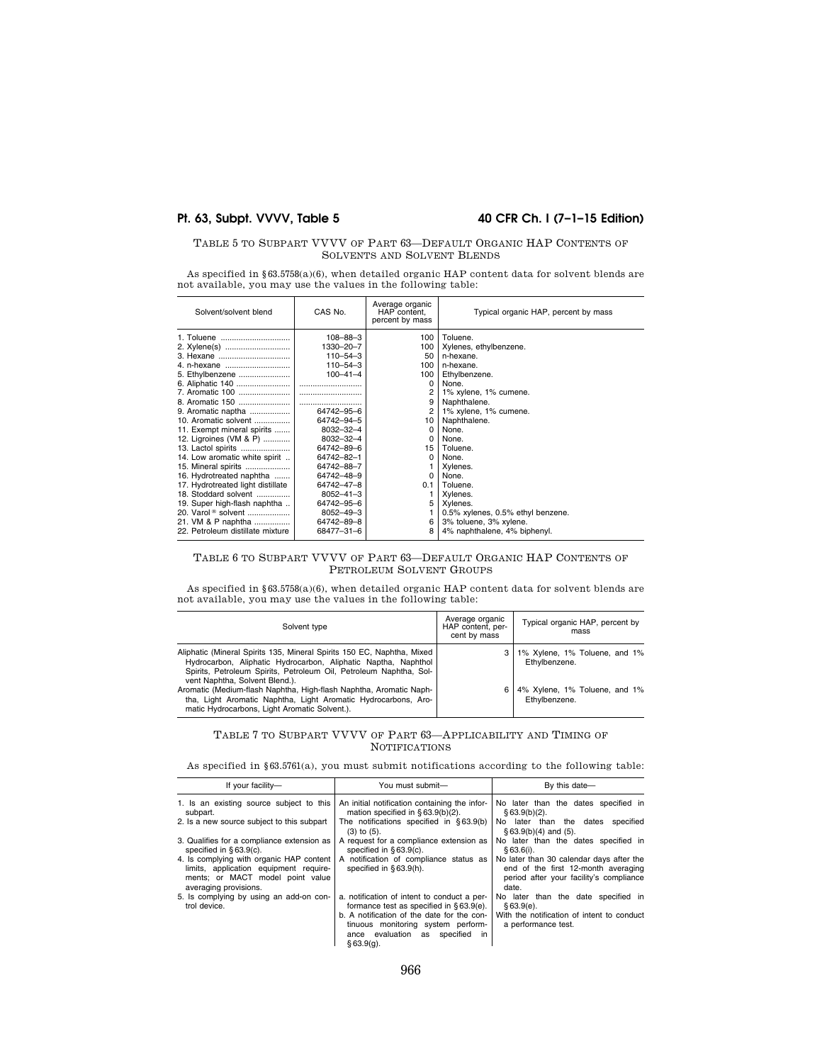TABLE 5 TO SUBPART VVVV OF PART 63—DEFAULT ORGANIC HAP CONTENTS OF SOLVENTS AND SOLVENT BLENDS

As specified in §63.5758(a)(6), when detailed organic HAP content data for solvent blends are not available, you may use the values in the following table:

| Solvent/solvent blend | CAS No. | Average organic HAP content, percent by mass | Typical organic HAP, percent by mass |
|---|---|---|---|
| 1. Toluene | 108–88–3 | 100 | Toluene. |
| 2. Xylene(s) | 1330–20–7 | 100 | Xylenes, ethylbenzene. |
| 3. Hexane | 110–54–3 | 50 | n-hexane. |
| 4. n-hexane | 110–54–3 | 100 | n-hexane. |
| 5. Ethylbenzene | 100–41–4 | 100 | Ethylbenzene. |
| 6. Aliphatic 140 | | 0 | None. |
| 7. Aromatic 100 | | 2 | 1% xylene, 1% cumene. |
| 8. Aromatic 150 | | 9 | Naphthalene. |
| 9. Aromatic naptha | 64742–95–6 | 2 | 1% xylene, 1% cumene. |
| 10. Aromatic solvent | 64742–94–5 | 10 | Naphthalene. |
| 11. Exempt mineral spirits | 8032–32–4 | 0 | None. |
| 12. Ligroines (VM & P) | 8032–32–4 | 0 | None. |
| 13. Lactol spirits | 64742–89–6 | 15 | Toluene. |
| 14. Low aromatic white spirit | 64742–82–1 | 0 | None. |
| 15. Mineral spirits | 64742–88–7 | 1 | Xylenes. |
| 16. Hydrotreated naphtha | 64742–48–9 | 0 | None. |
| 17. Hydrotreated light distillate | 64742–47–8 | 0.1 | Toluene. |
| 18. Stoddard solvent | 8052–41–3 | 1 | Xylenes. |
| 19. Super high-flash naphtha | 64742–95–6 | 5 | Xylenes. |
| 20. Varol® solvent | 8052–49–3 | 1 | 0.5% xylenes, 0.5% ethyl benzene. |
| 21. VM & P naphtha | 64742–89–8 | 6 | 3% toluene, 3% xylene. |
| 22. Petroleum distillate mixture | 68477–31–6 | 8 | 4% naphthalene, 4% biphenyl. |

TABLE 6 TO SUBPART VVVV OF PART 63—DEFAULT ORGANIC HAP CONTENTS OF PETROLEUM SOLVENT GROUPS

As specified in §63.5758(a)(6), when detailed organic HAP content data for solvent blends are not available, you may use the values in the following table:

| Solvent type | Average organic HAP content, percent by mass | Typical organic HAP, percent by mass |
|---|---|---|
| Aliphatic (Mineral Spirits 135, Mineral Spirits 150 EC, Naphtha, Mixed Hydrocarbon, Aliphatic Hydrocarbon, Aliphatic Naptha, Naphthol Spirits, Petroleum Spirits, Petroleum Oil, Petroleum Naphtha, Solvent Naphtha, Solvent Blend.). | 3 | 1% Xylene, 1% Toluene, and 1% Ethylbenzene. |
| Aromatic (Medium-flash Naphtha, High-flash Naphtha, Aromatic Naphtha, Light Aromatic Naphtha, Light Aromatic Hydrocarbons, Aromatic Hydrocarbons, Light Aromatic Solvent.). | 6 | 4% Xylene, 1% Toluene, and 1% Ethylbenzene. |

TABLE 7 TO SUBPART VVVV OF PART 63—APPLICABILITY AND TIMING OF NOTIFICATIONS

As specified in §63.5761(a), you must submit notifications according to the following table:

| If your facility— | You must submit— | By this date— |
|---|---|---|
| 1. Is an existing source subject to this subpart. | An initial notification containing the information specified in §63.9(b)(2). | No later than the dates specified in §63.9(b)(2). |
| 2. Is a new source subject to this subpart | The notifications specified in §63.9(b)(3) to (5). | No later than the dates specified §63.9(b)(4) and (5). |
| 3. Qualifies for a compliance extension as specified in §63.9(c). | A request for a compliance extension as specified in §63.9(c). | No later than the dates specified in §63.6(i). |
| 4. Is complying with organic HAP content limits, application equipment requirements; or MACT model point value averaging provisions. | A notification of compliance status as specified in §63.9(h). | No later than 30 calendar days after the end of the first 12-month averaging period after your facility's compliance date. |
| 5. Is complying by using an add-on control device. | a. notification of intent to conduct a performance test as specified in §63.9(e). | No later than the date specified in §63.9(e). |
| | b. A notification of the date for the continuous monitoring system performance evaluation as specified in §63.9(g). | With the notification of intent to conduct a performance test. |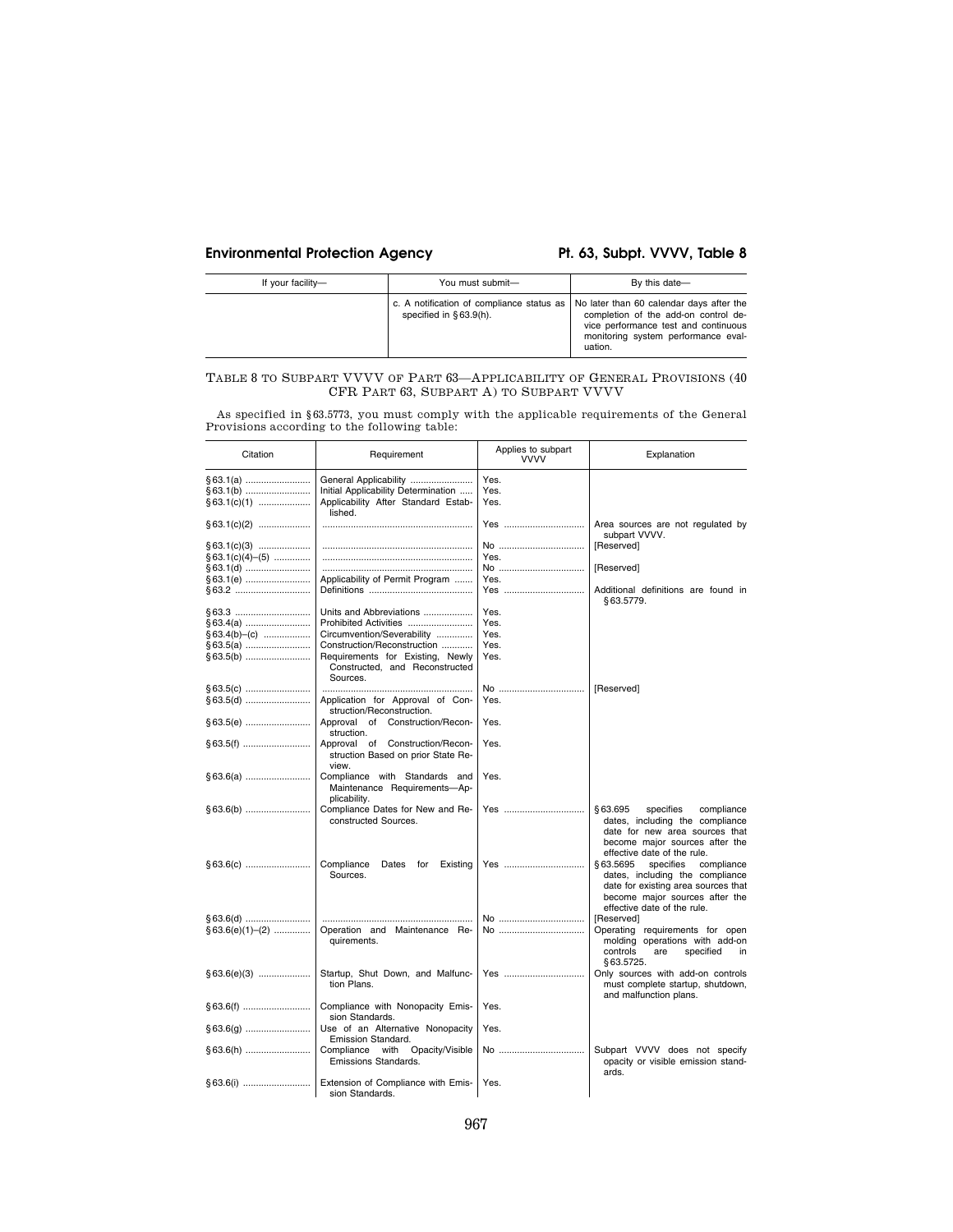| If your facility— | You must submit— | By this date— |
|---|---|---|
| | c. A notification of compliance status as specified in §63.9(h). | No later than 60 calendar days after the completion of the add-on control device performance test and continuous monitoring system performance evaluation. |

### TABLE 8 TO SUBPART VVVV OF PART 63—APPLICABILITY OF GENERAL PROVISIONS (40 CFR PART 63, SUBPART A) TO SUBPART VVVV

As specified in §63.5773, you must comply with the applicable requirements of the General Provisions according to the following table:

| Citation | Requirement | Applies to subpart VVVV | Explanation |
|---|---|---|---|
| §63.1(a) | General Applicability | Yes. | |
| §63.1(b) | Initial Applicability Determination | Yes. | |
| §63.1(c)(1) | Applicability After Standard Established. | Yes. | |
| §63.1(c)(2) | | Yes | Area sources are not regulated by subpart VVVV. |
| §63.1(c)(3) | | No | [Reserved] |
| §63.1(c)(4)–(5) | | Yes. | |
| §63.1(d) | | No | [Reserved] |
| §63.1(e) | Applicability of Permit Program | Yes. | |
| §63.2 | Definitions | Yes | Additional definitions are found in §63.5779. |
| §63.3 | Units and Abbreviations | Yes. | |
| §63.4(a) | Prohibited Activities | Yes. | |
| §63.4(b)–(c) | Circumvention/Severability | Yes. | |
| §63.5(a) | Construction/Reconstruction | Yes. | |
| §63.5(b) | Requirements for Existing, Newly Constructed, and Reconstructed Sources. | Yes. | |
| §63.5(c) | | No | [Reserved] |
| §63.5(d) | Application for Approval of Construction/Reconstruction. | Yes. | |
| §63.5(e) | Approval of Construction/Reconstruction. | Yes. | |
| §63.5(f) | Approval of Construction/Reconstruction Based on prior State Review. | Yes. | |
| §63.6(a) | Compliance with Standards and Maintenance Requirements—Applicability. | Yes. | |
| §63.6(b) | Compliance Dates for New and Reconstructed Sources. | Yes | §63.695 specifies compliance dates, including the compliance date for new area sources that become major sources after the effective date of the rule. |
| §63.6(c) | Compliance Dates for Existing Sources. | Yes | §63.5695 specifies compliance dates, including the compliance date for existing area sources that become major sources after the effective date of the rule. |
| §63.6(d) | | No | [Reserved] |
| §63.6(e)(1)–(2) | Operation and Maintenance Requirements. | No | Operating requirements for open molding operations with add-on controls are specified in §63.5725. |
| §63.6(e)(3) | Startup, Shut Down, and Malfunction Plans. | Yes | Only sources with add-on controls must complete startup, shutdown, and malfunction plans. |
| §63.6(f) | Compliance with Nonopacity Emission Standards. | Yes. | |
| §63.6(g) | Use of an Alternative Nonopacity Emission Standard. | Yes. | |
| §63.6(h) | Compliance with Opacity/Visible Emissions Standards. | No | Subpart VVVV does not specify opacity or visible emission standards. |
| §63.6(i) | Extension of Compliance with Emission Standards. | Yes. | |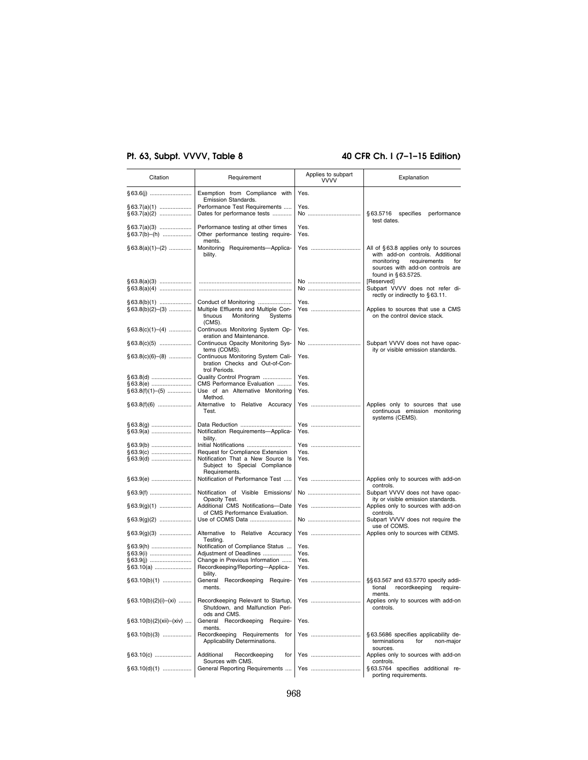| Citation | Requirement | Applies to subpart VVVV | Explanation |
|---|---|---|---|
| §63.6(j) | Exemption from Compliance with Emission Standards. | Yes. | |
| §63.7(a)(1) | Performance Test Requirements | Yes. | |
| §63.7(a)(2) | Dates for performance tests | No | §63.5716 specifies performance test dates. |
| §63.7(a)(3) | Performance testing at other times | Yes. | |
| §63.7(b)–(h) | Other performance testing requirements. | Yes. | |
| §63.8(a)(1)–(2) | Monitoring Requirements—Applicability. | Yes | All of §63.8 applies only to sources with add-on controls. Additional monitoring requirements for sources with add-on controls are found in §63.5725. |
| §63.8(a)(3) | | No | [Reserved] |
| §63.8(a)(4) | | No | Subpart VVVV does not refer directly or indirectly to §63.11. |
| §63.8(b)(1) | Conduct of Monitoring | Yes. | |
| §63.8(b)(2)–(3) | Multiple Effluents and Multiple Continuous Monitoring Systems (CMS). | Yes | Applies to sources that use a CMS on the control device stack. |
| §63.8(c)(1)–(4) | Continuous Monitoring System Operation and Maintenance. | Yes. | |
| §63.8(c)(5) | Continuous Opacity Monitoring Systems (COMS). | No | Subpart VVVV does not have opacity or visible emission standards. |
| §63.8(c)(6)–(8) | Continuous Monitoring System Calibration Checks and Out-of-Control Periods. | Yes. | |
| §63.8(d) | Quality Control Program | Yes. | |
| §63.8(e) | CMS Performance Evaluation | Yes. | |
| §63.8(f)(1)–(5) | Use of an Alternative Monitoring Method. | Yes. | |
| §63.8(f)(6) | Alternative to Relative Accuracy Test. | Yes | Applies only to sources that use continuous emission monitoring systems (CEMS). |
| §63.8(g) | Data Reduction | Yes | |
| §63.9(a) | Notification Requirements—Applicability. | Yes. | |
| §63.9(b) | Initial Notifications | Yes | |
| §63.9(c) | Request for Compliance Extension | Yes. | |
| §63.9(d) | Notification That a New Source Is Subject to Special Compliance Requirements. | Yes. | |
| §63.9(e) | Notification of Performance Test | Yes | Applies only to sources with add-on controls. |
| §63.9(f) | Notification of Visible Emissions/ Opacity Test. | No | Subpart VVVV does not have opacity or visible emission standards. |
| §63.9(g)(1) | Additional CMS Notifications—Date of CMS Performance Evaluation. | Yes | Applies only to sources with add-on controls. |
| §63.9(g)(2) | Use of COMS Data | No | Subpart VVVV does not require the use of COMS. |
| §63.9(g)(3) | Alternative to Relative Accuracy Testing. | Yes | Applies only to sources with CEMS. |
| §63.9(h) | Notification of Compliance Status | Yes. | |
| §63.9(i) | Adjustment of Deadlines | Yes. | |
| §63.9(j) | Change in Previous Information | Yes. | |
| §63.10(a) | Recordkeeping/Reporting—Applicability. | Yes. | |
| §63.10(b)(1) | General Recordkeeping Requirements. | Yes | §§63.567 and 63.5770 specify additional recordkeeping requirements. |
| §63.10(b)(2)(i)–(xi) | Recordkeeping Relevant to Startup, Shutdown, and Malfunction Periods and CMS. | Yes | Applies only to sources with add-on controls. |
| §63.10(b)(2)(xii)–(xiv) | General Recordkeeping Requirements. | Yes. | |
| §63.10(b)(3) | Recordkeeping Requirements for Applicability Determinations. | Yes | §63.5686 specifies applicability determinations for non-major sources. |
| §63.10(c) | Additional Recordkeeping for Sources with CMS. | Yes | Applies only to sources with add-on controls. |
| §63.10(d)(1) | General Reporting Requirements | Yes | §63.5764 specifies additional reporting requirements. |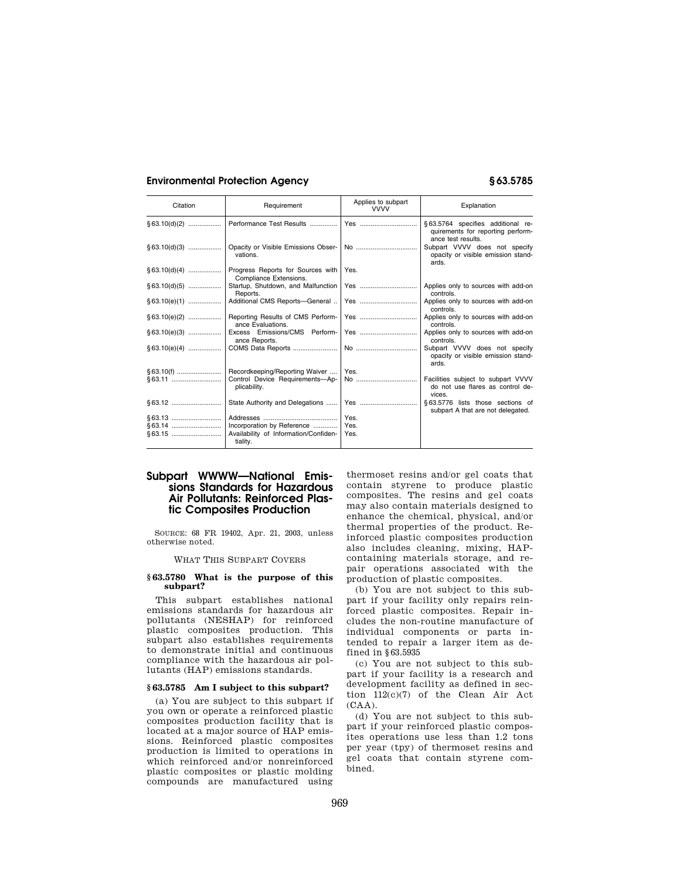| Citation | Requirement | Applies to subpart VVVV | Explanation |
|---|---|---|---|
| §63.10(d)(2) | Performance Test Results | Yes | §63.5764 specifies additional requirements for reporting performance test results. |
| §63.10(d)(3) | Opacity or Visible Emissions Observations. | No | Subpart VVVV does not specify opacity or visible emission standards. |
| §63.10(d)(4) | Progress Reports for Sources with Compliance Extensions. | Yes. | |
| §63.10(d)(5) | Startup, Shutdown, and Malfunction Reports. | Yes | Applies only to sources with add-on controls. |
| §63.10(e)(1) | Additional CMS Reports—General | Yes | Applies only to sources with add-on controls. |
| §63.10(e)(2) | Reporting Results of CMS Performance Evaluations. | Yes | Applies only to sources with add-on controls. |
| §63.10(e)(3) | Excess Emissions/CMS Performance Reports. | Yes | Applies only to sources with add-on controls. |
| §63.10(e)(4) | COMS Data Reports | No | Subpart VVVV does not specify opacity or visible emission standards. |
| §63.10(f) | Recordkeeping/Reporting Waiver | Yes. | |
| §63.11 | Control Device Requirements—Applicability. | No | Facilities subject to subpart VVVV do not use flares as control devices. |
| §63.12 | State Authority and Delegations | Yes | §63.5776 lists those sections of subpart A that are not delegated. |
| §63.13 | Addresses | Yes. | |
| §63.14 | Incorporation by Reference | Yes. | |
| §63.15 | Availability of Information/Confidentiality. | Yes. | |

## Subpart WWWW—National Emissions Standards for Hazardous Air Pollutants: Reinforced Plastic Composites Production

SOURCE: 68 FR 19402, Apr. 21, 2003, unless otherwise noted.

WHAT THIS SUBPART COVERS

### §63.5780 What is the purpose of this subpart?

This subpart establishes national emissions standards for hazardous air pollutants (NESHAP) for reinforced plastic composites production. This subpart also establishes requirements to demonstrate initial and continuous compliance with the hazardous air pollutants (HAP) emissions standards.

### §63.5785 Am I subject to this subpart?

(a) You are subject to this subpart if you own or operate a reinforced plastic composites production facility that is located at a major source of HAP emissions. Reinforced plastic composites production is limited to operations in which reinforced and/or nonreinforced plastic composites or plastic molding compounds are manufactured using thermoset resins and/or gel coats that contain styrene to produce plastic composites. The resins and gel coats may also contain materials designed to enhance the chemical, physical, and/or thermal properties of the product. Reinforced plastic composites production also includes cleaning, mixing, HAP-containing materials storage, and repair operations associated with the production of plastic composites.

(b) You are not subject to this subpart if your facility only repairs reinforced plastic composites. Repair includes the non-routine manufacture of individual components or parts intended to repair a larger item as defined in §63.5935

(c) You are not subject to this subpart if your facility is a research and development facility as defined in section 112(c)(7) of the Clean Air Act (CAA).

(d) You are not subject to this subpart if your reinforced plastic composites operations use less than 1.2 tons per year (tpy) of thermoset resins and gel coats that contain styrene combined.